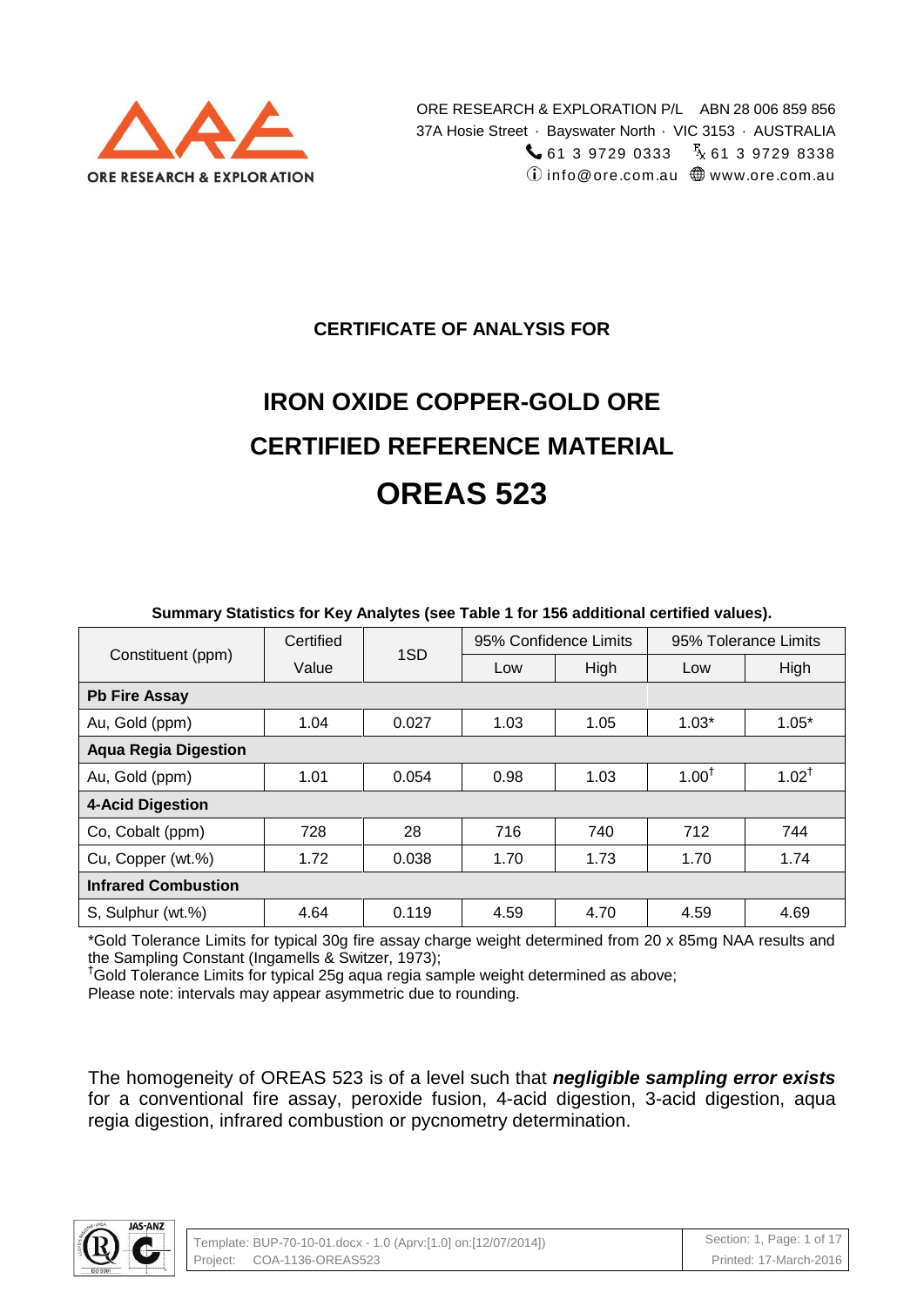ORE RESEARCH & EXPLORATION P/L ABN 28 006 859 856
37A Hosie Street · Bayswater North · VIC 3153 · AUSTRALIA
61 3 9729 0333 Fx 61 3 9729 8338
info@ore.com.au www.ore.com.au

## CERTIFICATE OF ANALYSIS FOR

# IRON OXIDE COPPER-GOLD ORE
# CERTIFIED REFERENCE MATERIAL
# OREAS 523

**Summary Statistics for Key Analytes (see Table 1 for 156 additional certified values).**

| Constituent (ppm) | Certified Value | 1SD | 95% Confidence Limits | | 95% Tolerance Limits | |
|---|---|---|---|---|---|---|
| | | | Low | High | Low | High |
| **Pb Fire Assay** | | | | | | |
| Au, Gold (ppm) | 1.04 | 0.027 | 1.03 | 1.05 | 1.03* | 1.05* |
| **Aqua Regia Digestion** | | | | | | |
| Au, Gold (ppm) | 1.01 | 0.054 | 0.98 | 1.03 | 1.00† | 1.02† |
| **4-Acid Digestion** | | | | | | |
| Co, Cobalt (ppm) | 728 | 28 | 716 | 740 | 712 | 744 |
| Cu, Copper (wt.%) | 1.72 | 0.038 | 1.70 | 1.73 | 1.70 | 1.74 |
| **Infrared Combustion** | | | | | | |
| S, Sulphur (wt.%) | 4.64 | 0.119 | 4.59 | 4.70 | 4.59 | 4.69 |

*Gold Tolerance Limits for typical 30g fire assay charge weight determined from 20 x 85mg NAA results and the Sampling Constant (Ingamells & Switzer, 1973);
†Gold Tolerance Limits for typical 25g aqua regia sample weight determined as above;
Please note: intervals may appear asymmetric due to rounding.

The homogeneity of OREAS 523 is of a level such that ***negligible sampling error exists*** for a conventional fire assay, peroxide fusion, 4-acid digestion, 3-acid digestion, aqua regia digestion, infrared combustion or pycnometry determination.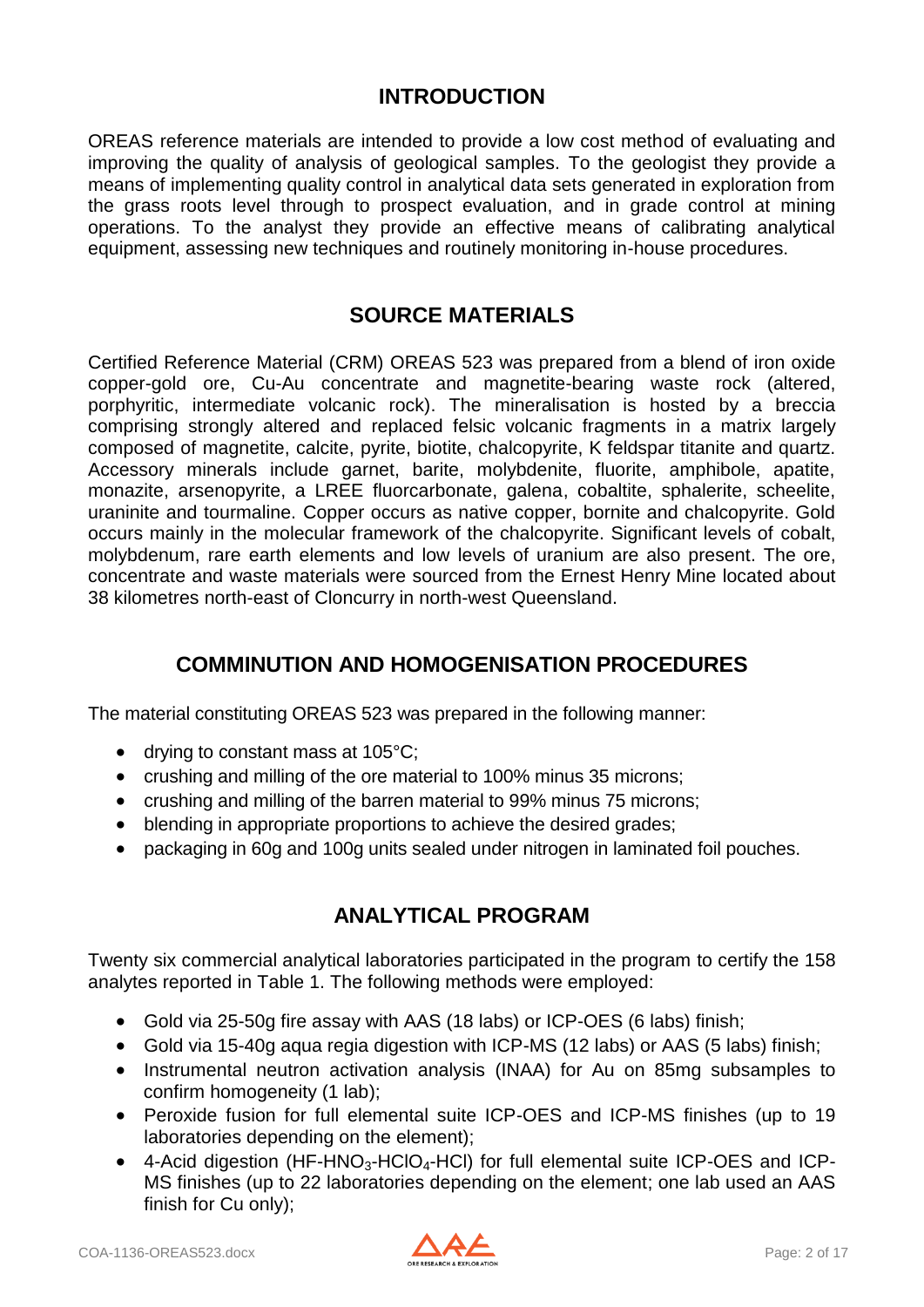## INTRODUCTION

OREAS reference materials are intended to provide a low cost method of evaluating and improving the quality of analysis of geological samples. To the geologist they provide a means of implementing quality control in analytical data sets generated in exploration from the grass roots level through to prospect evaluation, and in grade control at mining operations. To the analyst they provide an effective means of calibrating analytical equipment, assessing new techniques and routinely monitoring in-house procedures.

## SOURCE MATERIALS

Certified Reference Material (CRM) OREAS 523 was prepared from a blend of iron oxide copper-gold ore, Cu-Au concentrate and magnetite-bearing waste rock (altered, porphyritic, intermediate volcanic rock). The mineralisation is hosted by a breccia comprising strongly altered and replaced felsic volcanic fragments in a matrix largely composed of magnetite, calcite, pyrite, biotite, chalcopyrite, K feldspar titanite and quartz. Accessory minerals include garnet, barite, molybdenite, fluorite, amphibole, apatite, monazite, arsenopyrite, a LREE fluorcarbonate, galena, cobaltite, sphalerite, scheelite, uraninite and tourmaline. Copper occurs as native copper, bornite and chalcopyrite. Gold occurs mainly in the molecular framework of the chalcopyrite. Significant levels of cobalt, molybdenum, rare earth elements and low levels of uranium are also present. The ore, concentrate and waste materials were sourced from the Ernest Henry Mine located about 38 kilometres north-east of Cloncurry in north-west Queensland.

## COMMINUTION AND HOMOGENISATION PROCEDURES

The material constituting OREAS 523 was prepared in the following manner:

- drying to constant mass at 105°C;
- crushing and milling of the ore material to 100% minus 35 microns;
- crushing and milling of the barren material to 99% minus 75 microns;
- blending in appropriate proportions to achieve the desired grades;
- packaging in 60g and 100g units sealed under nitrogen in laminated foil pouches.

## ANALYTICAL PROGRAM

Twenty six commercial analytical laboratories participated in the program to certify the 158 analytes reported in Table 1. The following methods were employed:

- Gold via 25-50g fire assay with AAS (18 labs) or ICP-OES (6 labs) finish;
- Gold via 15-40g aqua regia digestion with ICP-MS (12 labs) or AAS (5 labs) finish;
- Instrumental neutron activation analysis (INAA) for Au on 85mg subsamples to confirm homogeneity (1 lab);
- Peroxide fusion for full elemental suite ICP-OES and ICP-MS finishes (up to 19 laboratories depending on the element);
- 4-Acid digestion ($HF$-$HNO_3$-$HClO_4$-$HCl$) for full elemental suite ICP-OES and ICP-MS finishes (up to 22 laboratories depending on the element; one lab used an AAS finish for Cu only);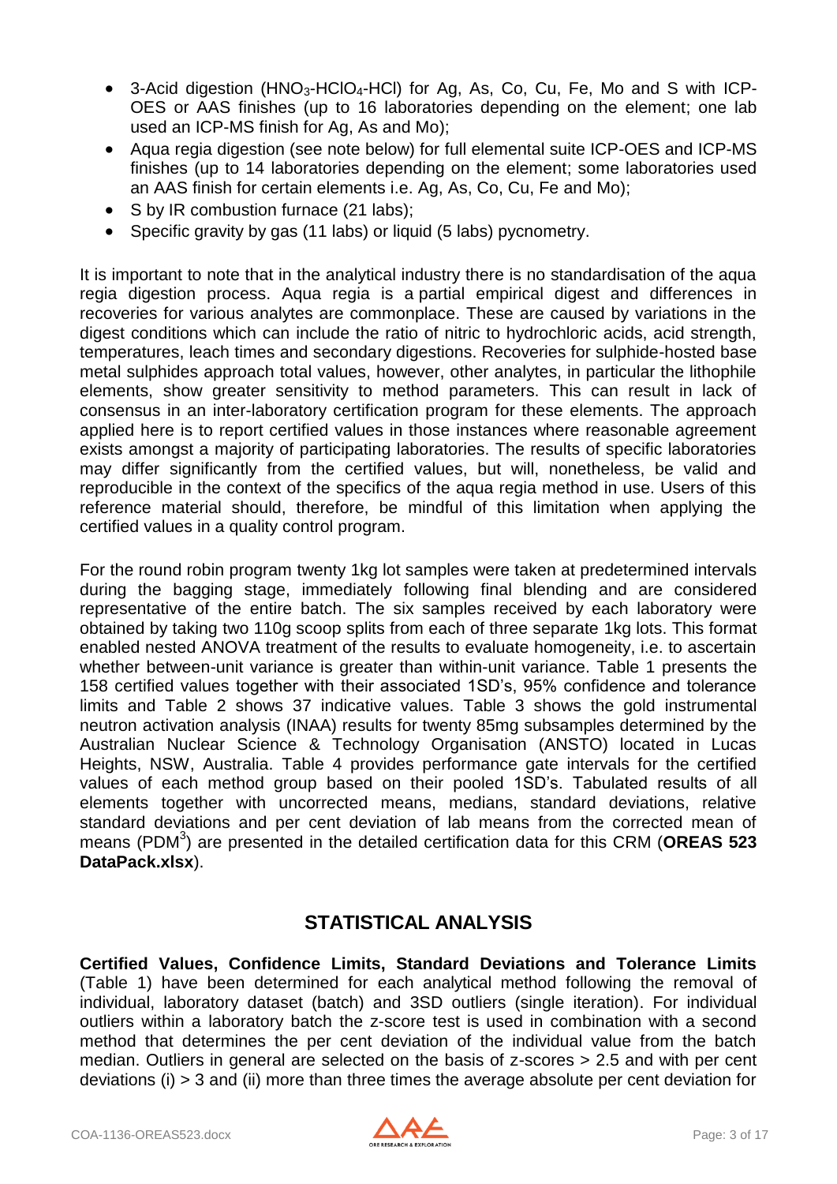- 3-Acid digestion ($HNO_3$-$HClO_4$-HCl) for Ag, As, Co, Cu, Fe, Mo and S with ICP-OES or AAS finishes (up to 16 laboratories depending on the element; one lab used an ICP-MS finish for Ag, As and Mo);
- Aqua regia digestion (see note below) for full elemental suite ICP-OES and ICP-MS finishes (up to 14 laboratories depending on the element; some laboratories used an AAS finish for certain elements i.e. Ag, As, Co, Cu, Fe and Mo);
- S by IR combustion furnace (21 labs);
- Specific gravity by gas (11 labs) or liquid (5 labs) pycnometry.

It is important to note that in the analytical industry there is no standardisation of the aqua regia digestion process. Aqua regia is a partial empirical digest and differences in recoveries for various analytes are commonplace. These are caused by variations in the digest conditions which can include the ratio of nitric to hydrochloric acids, acid strength, temperatures, leach times and secondary digestions. Recoveries for sulphide-hosted base metal sulphides approach total values, however, other analytes, in particular the lithophile elements, show greater sensitivity to method parameters. This can result in lack of consensus in an inter-laboratory certification program for these elements. The approach applied here is to report certified values in those instances where reasonable agreement exists amongst a majority of participating laboratories. The results of specific laboratories may differ significantly from the certified values, but will, nonetheless, be valid and reproducible in the context of the specifics of the aqua regia method in use. Users of this reference material should, therefore, be mindful of this limitation when applying the certified values in a quality control program.

For the round robin program twenty 1kg lot samples were taken at predetermined intervals during the bagging stage, immediately following final blending and are considered representative of the entire batch. The six samples received by each laboratory were obtained by taking two 110g scoop splits from each of three separate 1kg lots. This format enabled nested ANOVA treatment of the results to evaluate homogeneity, i.e. to ascertain whether between-unit variance is greater than within-unit variance. Table 1 presents the 158 certified values together with their associated 1SD's, 95% confidence and tolerance limits and Table 2 shows 37 indicative values. Table 3 shows the gold instrumental neutron activation analysis (INAA) results for twenty 85mg subsamples determined by the Australian Nuclear Science & Technology Organisation (ANSTO) located in Lucas Heights, NSW, Australia. Table 4 provides performance gate intervals for the certified values of each method group based on their pooled 1SD's. Tabulated results of all elements together with uncorrected means, medians, standard deviations, relative standard deviations and per cent deviation of lab means from the corrected mean of means (PDM[3]) are presented in the detailed certification data for this CRM (**OREAS 523 DataPack.xlsx**).

## STATISTICAL ANALYSIS

**Certified Values, Confidence Limits, Standard Deviations and Tolerance Limits** (Table 1) have been determined for each analytical method following the removal of individual, laboratory dataset (batch) and 3SD outliers (single iteration). For individual outliers within a laboratory batch the z-score test is used in combination with a second method that determines the per cent deviation of the individual value from the batch median. Outliers in general are selected on the basis of z-scores > 2.5 and with per cent deviations (i) > 3 and (ii) more than three times the average absolute per cent deviation for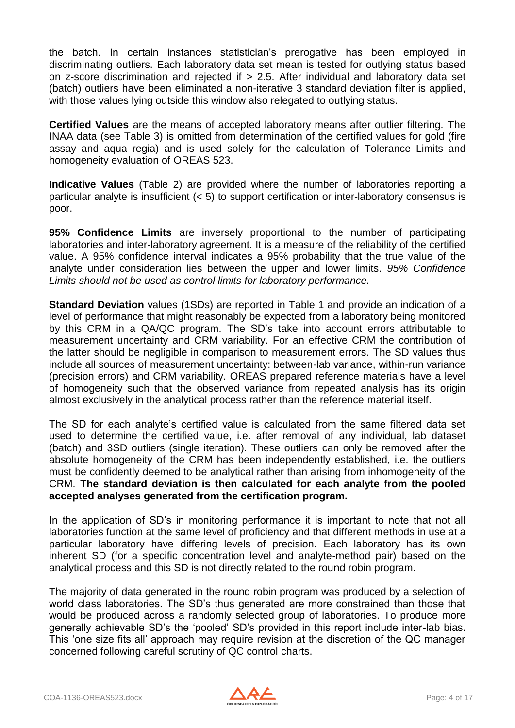the batch. In certain instances statistician's prerogative has been employed in discriminating outliers. Each laboratory data set mean is tested for outlying status based on z-score discrimination and rejected if > 2.5. After individual and laboratory data set (batch) outliers have been eliminated a non-iterative 3 standard deviation filter is applied, with those values lying outside this window also relegated to outlying status.

**Certified Values** are the means of accepted laboratory means after outlier filtering. The INAA data (see Table 3) is omitted from determination of the certified values for gold (fire assay and aqua regia) and is used solely for the calculation of Tolerance Limits and homogeneity evaluation of OREAS 523.

**Indicative Values** (Table 2) are provided where the number of laboratories reporting a particular analyte is insufficient (< 5) to support certification or inter-laboratory consensus is poor.

**95% Confidence Limits** are inversely proportional to the number of participating laboratories and inter-laboratory agreement. It is a measure of the reliability of the certified value. A 95% confidence interval indicates a 95% probability that the true value of the analyte under consideration lies between the upper and lower limits. *95% Confidence Limits should not be used as control limits for laboratory performance.*

**Standard Deviation** values (1SDs) are reported in Table 1 and provide an indication of a level of performance that might reasonably be expected from a laboratory being monitored by this CRM in a QA/QC program. The SD's take into account errors attributable to measurement uncertainty and CRM variability. For an effective CRM the contribution of the latter should be negligible in comparison to measurement errors. The SD values thus include all sources of measurement uncertainty: between-lab variance, within-run variance (precision errors) and CRM variability. OREAS prepared reference materials have a level of homogeneity such that the observed variance from repeated analysis has its origin almost exclusively in the analytical process rather than the reference material itself.

The SD for each analyte's certified value is calculated from the same filtered data set used to determine the certified value, i.e. after removal of any individual, lab dataset (batch) and 3SD outliers (single iteration). These outliers can only be removed after the absolute homogeneity of the CRM has been independently established, i.e. the outliers must be confidently deemed to be analytical rather than arising from inhomogeneity of the CRM. **The standard deviation is then calculated for each analyte from the pooled accepted analyses generated from the certification program.**

In the application of SD's in monitoring performance it is important to note that not all laboratories function at the same level of proficiency and that different methods in use at a particular laboratory have differing levels of precision. Each laboratory has its own inherent SD (for a specific concentration level and analyte-method pair) based on the analytical process and this SD is not directly related to the round robin program.

The majority of data generated in the round robin program was produced by a selection of world class laboratories. The SD's thus generated are more constrained than those that would be produced across a randomly selected group of laboratories. To produce more generally achievable SD's the 'pooled' SD's provided in this report include inter-lab bias. This 'one size fits all' approach may require revision at the discretion of the QC manager concerned following careful scrutiny of QC control charts.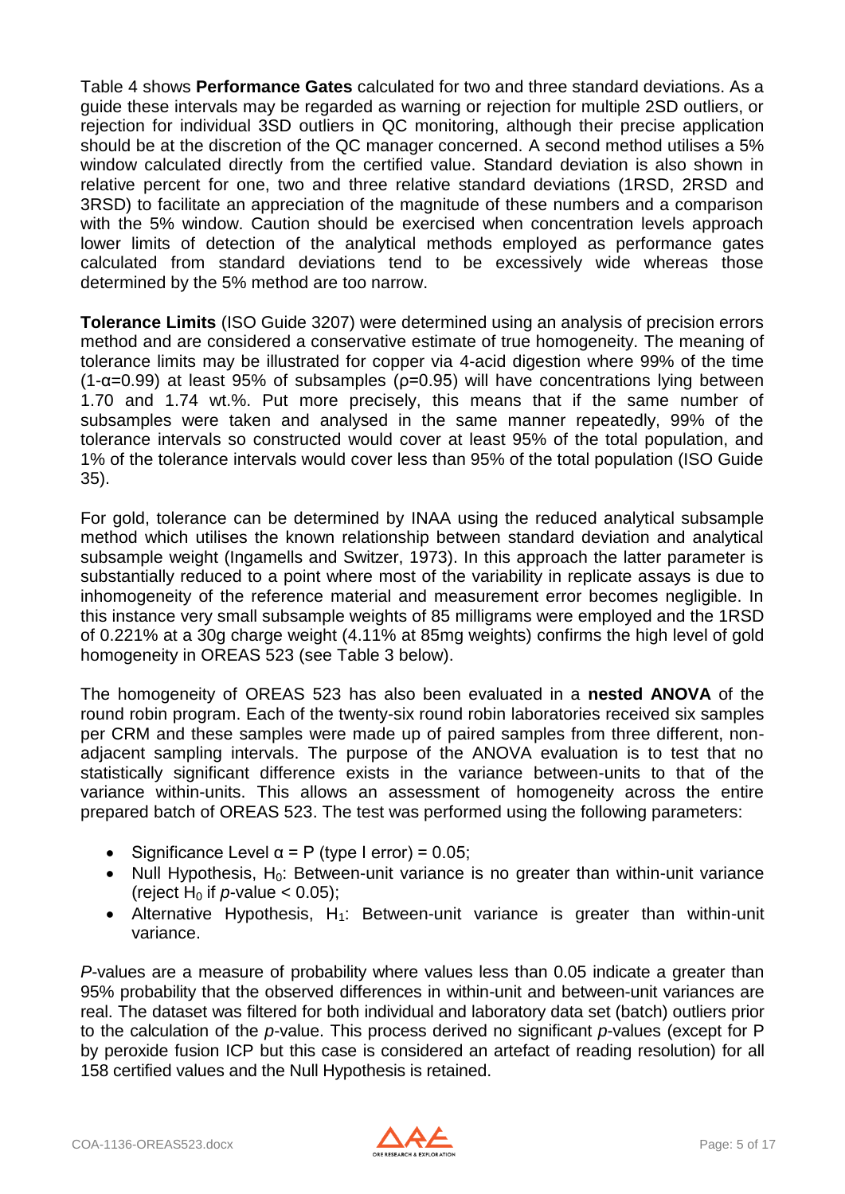Table 4 shows **Performance Gates** calculated for two and three standard deviations. As a guide these intervals may be regarded as warning or rejection for multiple 2SD outliers, or rejection for individual 3SD outliers in QC monitoring, although their precise application should be at the discretion of the QC manager concerned. A second method utilises a 5% window calculated directly from the certified value. Standard deviation is also shown in relative percent for one, two and three relative standard deviations (1RSD, 2RSD and 3RSD) to facilitate an appreciation of the magnitude of these numbers and a comparison with the 5% window. Caution should be exercised when concentration levels approach lower limits of detection of the analytical methods employed as performance gates calculated from standard deviations tend to be excessively wide whereas those determined by the 5% method are too narrow.

**Tolerance Limits** (ISO Guide 3207) were determined using an analysis of precision errors method and are considered a conservative estimate of true homogeneity. The meaning of tolerance limits may be illustrated for copper via 4-acid digestion where 99% of the time ($1-\alpha=0.99$) at least 95% of subsamples ($\rho=0.95$) will have concentrations lying between 1.70 and 1.74 wt.%. Put more precisely, this means that if the same number of subsamples were taken and analysed in the same manner repeatedly, 99% of the tolerance intervals so constructed would cover at least 95% of the total population, and 1% of the tolerance intervals would cover less than 95% of the total population (ISO Guide 35).

For gold, tolerance can be determined by INAA using the reduced analytical subsample method which utilises the known relationship between standard deviation and analytical subsample weight (Ingamells and Switzer, 1973). In this approach the latter parameter is substantially reduced to a point where most of the variability in replicate assays is due to inhomogeneity of the reference material and measurement error becomes negligible. In this instance very small subsample weights of 85 milligrams were employed and the 1RSD of 0.221% at a 30g charge weight (4.11% at 85mg weights) confirms the high level of gold homogeneity in OREAS 523 (see Table 3 below).

The homogeneity of OREAS 523 has also been evaluated in a **nested ANOVA** of the round robin program. Each of the twenty-six round robin laboratories received six samples per CRM and these samples were made up of paired samples from three different, non-adjacent sampling intervals. The purpose of the ANOVA evaluation is to test that no statistically significant difference exists in the variance between-units to that of the variance within-units. This allows an assessment of homogeneity across the entire prepared batch of OREAS 523. The test was performed using the following parameters:

- Significance Level $\alpha$ = P (type I error) = 0.05;
- Null Hypothesis, $H_0$: Between-unit variance is no greater than within-unit variance (reject $H_0$ if *p*-value < 0.05);
- Alternative Hypothesis, $H_1$: Between-unit variance is greater than within-unit variance.

*P*-values are a measure of probability where values less than 0.05 indicate a greater than 95% probability that the observed differences in within-unit and between-unit variances are real. The dataset was filtered for both individual and laboratory data set (batch) outliers prior to the calculation of the *p*-value. This process derived no significant *p*-values (except for P by peroxide fusion ICP but this case is considered an artefact of reading resolution) for all 158 certified values and the Null Hypothesis is retained.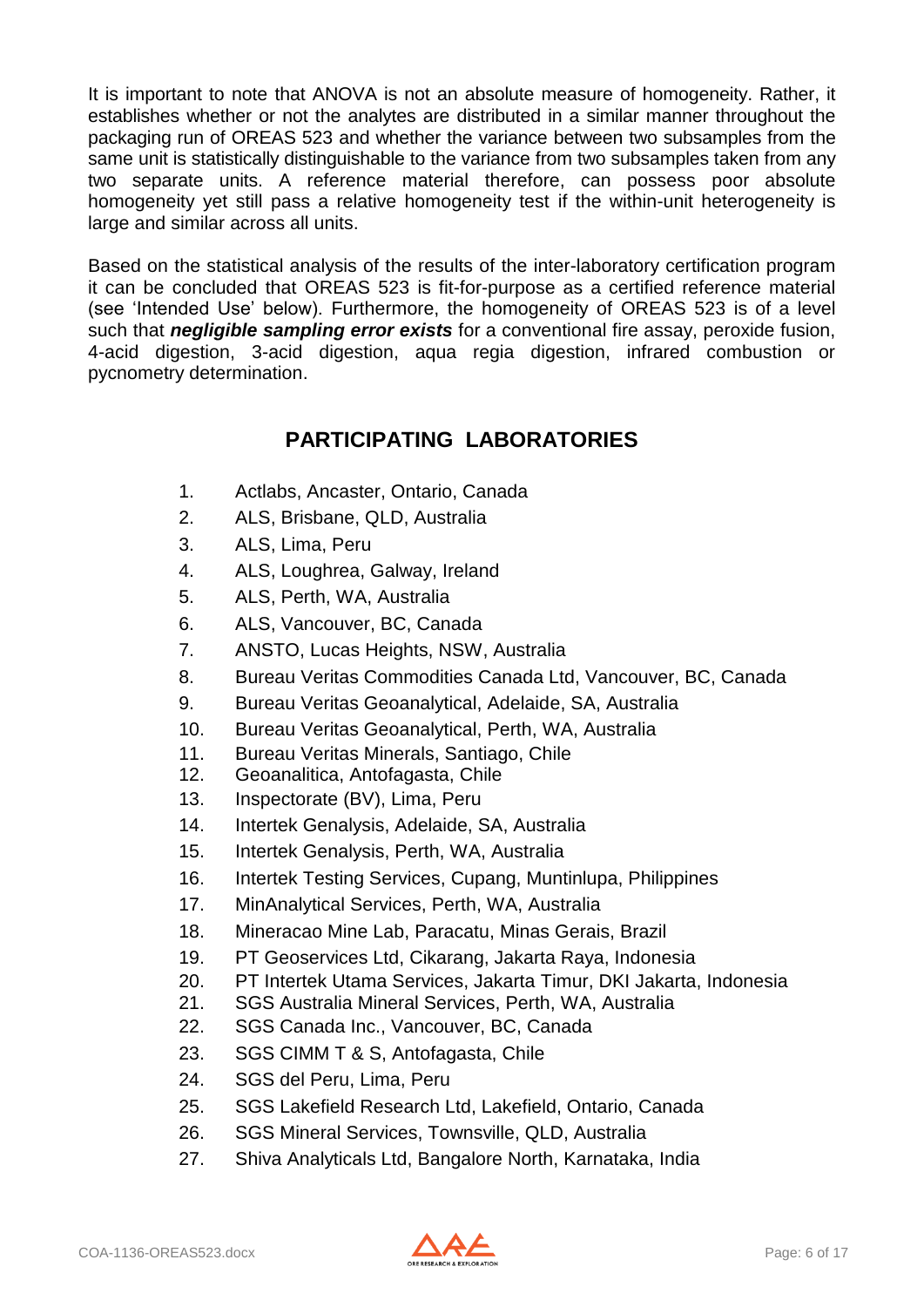It is important to note that ANOVA is not an absolute measure of homogeneity. Rather, it establishes whether or not the analytes are distributed in a similar manner throughout the packaging run of OREAS 523 and whether the variance between two subsamples from the same unit is statistically distinguishable to the variance from two subsamples taken from any two separate units. A reference material therefore, can possess poor absolute homogeneity yet still pass a relative homogeneity test if the within-unit heterogeneity is large and similar across all units.

Based on the statistical analysis of the results of the inter-laboratory certification program it can be concluded that OREAS 523 is fit-for-purpose as a certified reference material (see 'Intended Use' below). Furthermore, the homogeneity of OREAS 523 is of a level such that ***negligible sampling error exists*** for a conventional fire assay, peroxide fusion, 4-acid digestion, 3-acid digestion, aqua regia digestion, infrared combustion or pycnometry determination.

## PARTICIPATING LABORATORIES

1. Actlabs, Ancaster, Ontario, Canada
2. ALS, Brisbane, QLD, Australia
3. ALS, Lima, Peru
4. ALS, Loughrea, Galway, Ireland
5. ALS, Perth, WA, Australia
6. ALS, Vancouver, BC, Canada
7. ANSTO, Lucas Heights, NSW, Australia
8. Bureau Veritas Commodities Canada Ltd, Vancouver, BC, Canada
9. Bureau Veritas Geoanalytical, Adelaide, SA, Australia
10. Bureau Veritas Geoanalytical, Perth, WA, Australia
11. Bureau Veritas Minerals, Santiago, Chile
12. Geoanalitica, Antofagasta, Chile
13. Inspectorate (BV), Lima, Peru
14. Intertek Genalysis, Adelaide, SA, Australia
15. Intertek Genalysis, Perth, WA, Australia
16. Intertek Testing Services, Cupang, Muntinlupa, Philippines
17. MinAnalytical Services, Perth, WA, Australia
18. Mineracao Mine Lab, Paracatu, Minas Gerais, Brazil
19. PT Geoservices Ltd, Cikarang, Jakarta Raya, Indonesia
20. PT Intertek Utama Services, Jakarta Timur, DKI Jakarta, Indonesia
21. SGS Australia Mineral Services, Perth, WA, Australia
22. SGS Canada Inc., Vancouver, BC, Canada
23. SGS CIMM T & S, Antofagasta, Chile
24. SGS del Peru, Lima, Peru
25. SGS Lakefield Research Ltd, Lakefield, Ontario, Canada
26. SGS Mineral Services, Townsville, QLD, Australia
27. Shiva Analyticals Ltd, Bangalore North, Karnataka, India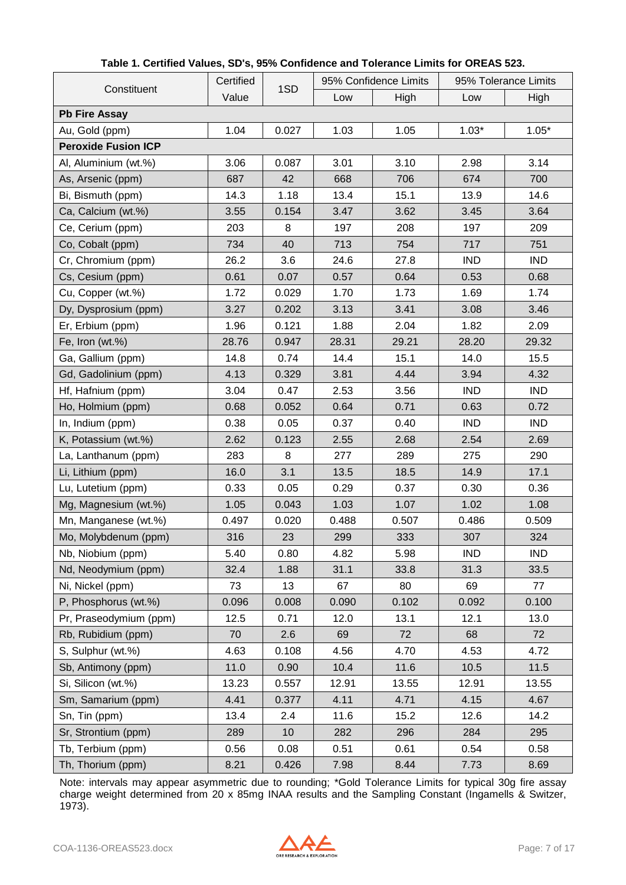**Table 1. Certified Values, SD's, 95% Confidence and Tolerance Limits for OREAS 523.**

| Constituent | Certified Value | 1SD | 95% Confidence Limits | | 95% Tolerance Limits | |
|---|---|---|---|---|---|---|
| | | | Low | High | Low | High |
| **Pb Fire Assay** | | | | | | |
| Au, Gold (ppm) | 1.04 | 0.027 | 1.03 | 1.05 | 1.03* | 1.05* |
| **Peroxide Fusion ICP** | | | | | | |
| Al, Aluminium (wt.%) | 3.06 | 0.087 | 3.01 | 3.10 | 2.98 | 3.14 |
| As, Arsenic (ppm) | 687 | 42 | 668 | 706 | 674 | 700 |
| Bi, Bismuth (ppm) | 14.3 | 1.18 | 13.4 | 15.1 | 13.9 | 14.6 |
| Ca, Calcium (wt.%) | 3.55 | 0.154 | 3.47 | 3.62 | 3.45 | 3.64 |
| Ce, Cerium (ppm) | 203 | 8 | 197 | 208 | 197 | 209 |
| Co, Cobalt (ppm) | 734 | 40 | 713 | 754 | 717 | 751 |
| Cr, Chromium (ppm) | 26.2 | 3.6 | 24.6 | 27.8 | IND | IND |
| Cs, Cesium (ppm) | 0.61 | 0.07 | 0.57 | 0.64 | 0.53 | 0.68 |
| Cu, Copper (wt.%) | 1.72 | 0.029 | 1.70 | 1.73 | 1.69 | 1.74 |
| Dy, Dysprosium (ppm) | 3.27 | 0.202 | 3.13 | 3.41 | 3.08 | 3.46 |
| Er, Erbium (ppm) | 1.96 | 0.121 | 1.88 | 2.04 | 1.82 | 2.09 |
| Fe, Iron (wt.%) | 28.76 | 0.947 | 28.31 | 29.21 | 28.20 | 29.32 |
| Ga, Gallium (ppm) | 14.8 | 0.74 | 14.4 | 15.1 | 14.0 | 15.5 |
| Gd, Gadolinium (ppm) | 4.13 | 0.329 | 3.81 | 4.44 | 3.94 | 4.32 |
| Hf, Hafnium (ppm) | 3.04 | 0.47 | 2.53 | 3.56 | IND | IND |
| Ho, Holmium (ppm) | 0.68 | 0.052 | 0.64 | 0.71 | 0.63 | 0.72 |
| In, Indium (ppm) | 0.38 | 0.05 | 0.37 | 0.40 | IND | IND |
| K, Potassium (wt.%) | 2.62 | 0.123 | 2.55 | 2.68 | 2.54 | 2.69 |
| La, Lanthanum (ppm) | 283 | 8 | 277 | 289 | 275 | 290 |
| Li, Lithium (ppm) | 16.0 | 3.1 | 13.5 | 18.5 | 14.9 | 17.1 |
| Lu, Lutetium (ppm) | 0.33 | 0.05 | 0.29 | 0.37 | 0.30 | 0.36 |
| Mg, Magnesium (wt.%) | 1.05 | 0.043 | 1.03 | 1.07 | 1.02 | 1.08 |
| Mn, Manganese (wt.%) | 0.497 | 0.020 | 0.488 | 0.507 | 0.486 | 0.509 |
| Mo, Molybdenum (ppm) | 316 | 23 | 299 | 333 | 307 | 324 |
| Nb, Niobium (ppm) | 5.40 | 0.80 | 4.82 | 5.98 | IND | IND |
| Nd, Neodymium (ppm) | 32.4 | 1.88 | 31.1 | 33.8 | 31.3 | 33.5 |
| Ni, Nickel (ppm) | 73 | 13 | 67 | 80 | 69 | 77 |
| P, Phosphorus (wt.%) | 0.096 | 0.008 | 0.090 | 0.102 | 0.092 | 0.100 |
| Pr, Praseodymium (ppm) | 12.5 | 0.71 | 12.0 | 13.1 | 12.1 | 13.0 |
| Rb, Rubidium (ppm) | 70 | 2.6 | 69 | 72 | 68 | 72 |
| S, Sulphur (wt.%) | 4.63 | 0.108 | 4.56 | 4.70 | 4.53 | 4.72 |
| Sb, Antimony (ppm) | 11.0 | 0.90 | 10.4 | 11.6 | 10.5 | 11.5 |
| Si, Silicon (wt.%) | 13.23 | 0.557 | 12.91 | 13.55 | 12.91 | 13.55 |
| Sm, Samarium (ppm) | 4.41 | 0.377 | 4.11 | 4.71 | 4.15 | 4.67 |
| Sn, Tin (ppm) | 13.4 | 2.4 | 11.6 | 15.2 | 12.6 | 14.2 |
| Sr, Strontium (ppm) | 289 | 10 | 282 | 296 | 284 | 295 |
| Tb, Terbium (ppm) | 0.56 | 0.08 | 0.51 | 0.61 | 0.54 | 0.58 |
| Th, Thorium (ppm) | 8.21 | 0.426 | 7.98 | 8.44 | 7.73 | 8.69 |

Note: intervals may appear asymmetric due to rounding; *Gold Tolerance Limits for typical 30g fire assay charge weight determined from 20 x 85mg INAA results and the Sampling Constant (Ingamells & Switzer, 1973).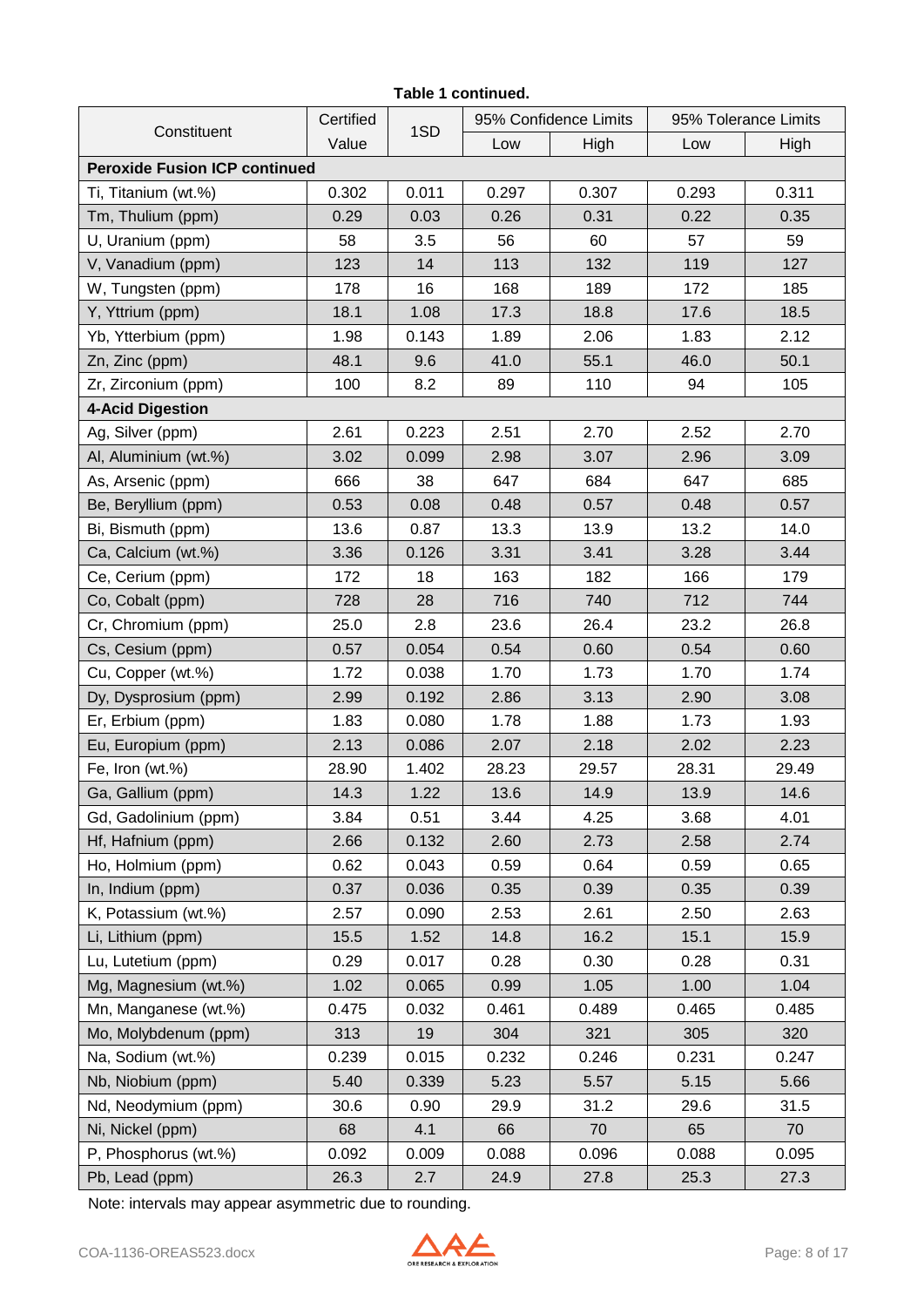**Table 1 continued.**

| Constituent | Certified Value | 1SD | 95% Confidence Limits | | 95% Tolerance Limits | |
|---|---|---|---|---|---|---|
| | | | Low | High | Low | High |
| **Peroxide Fusion ICP continued** | | | | | | |
| Ti, Titanium (wt.%) | 0.302 | 0.011 | 0.297 | 0.307 | 0.293 | 0.311 |
| Tm, Thulium (ppm) | 0.29 | 0.03 | 0.26 | 0.31 | 0.22 | 0.35 |
| U, Uranium (ppm) | 58 | 3.5 | 56 | 60 | 57 | 59 |
| V, Vanadium (ppm) | 123 | 14 | 113 | 132 | 119 | 127 |
| W, Tungsten (ppm) | 178 | 16 | 168 | 189 | 172 | 185 |
| Y, Yttrium (ppm) | 18.1 | 1.08 | 17.3 | 18.8 | 17.6 | 18.5 |
| Yb, Ytterbium (ppm) | 1.98 | 0.143 | 1.89 | 2.06 | 1.83 | 2.12 |
| Zn, Zinc (ppm) | 48.1 | 9.6 | 41.0 | 55.1 | 46.0 | 50.1 |
| Zr, Zirconium (ppm) | 100 | 8.2 | 89 | 110 | 94 | 105 |
| **4-Acid Digestion** | | | | | | |
| Ag, Silver (ppm) | 2.61 | 0.223 | 2.51 | 2.70 | 2.52 | 2.70 |
| Al, Aluminium (wt.%) | 3.02 | 0.099 | 2.98 | 3.07 | 2.96 | 3.09 |
| As, Arsenic (ppm) | 666 | 38 | 647 | 684 | 647 | 685 |
| Be, Beryllium (ppm) | 0.53 | 0.08 | 0.48 | 0.57 | 0.48 | 0.57 |
| Bi, Bismuth (ppm) | 13.6 | 0.87 | 13.3 | 13.9 | 13.2 | 14.0 |
| Ca, Calcium (wt.%) | 3.36 | 0.126 | 3.31 | 3.41 | 3.28 | 3.44 |
| Ce, Cerium (ppm) | 172 | 18 | 163 | 182 | 166 | 179 |
| Co, Cobalt (ppm) | 728 | 28 | 716 | 740 | 712 | 744 |
| Cr, Chromium (ppm) | 25.0 | 2.8 | 23.6 | 26.4 | 23.2 | 26.8 |
| Cs, Cesium (ppm) | 0.57 | 0.054 | 0.54 | 0.60 | 0.54 | 0.60 |
| Cu, Copper (wt.%) | 1.72 | 0.038 | 1.70 | 1.73 | 1.70 | 1.74 |
| Dy, Dysprosium (ppm) | 2.99 | 0.192 | 2.86 | 3.13 | 2.90 | 3.08 |
| Er, Erbium (ppm) | 1.83 | 0.080 | 1.78 | 1.88 | 1.73 | 1.93 |
| Eu, Europium (ppm) | 2.13 | 0.086 | 2.07 | 2.18 | 2.02 | 2.23 |
| Fe, Iron (wt.%) | 28.90 | 1.402 | 28.23 | 29.57 | 28.31 | 29.49 |
| Ga, Gallium (ppm) | 14.3 | 1.22 | 13.6 | 14.9 | 13.9 | 14.6 |
| Gd, Gadolinium (ppm) | 3.84 | 0.51 | 3.44 | 4.25 | 3.68 | 4.01 |
| Hf, Hafnium (ppm) | 2.66 | 0.132 | 2.60 | 2.73 | 2.58 | 2.74 |
| Ho, Holmium (ppm) | 0.62 | 0.043 | 0.59 | 0.64 | 0.59 | 0.65 |
| In, Indium (ppm) | 0.37 | 0.036 | 0.35 | 0.39 | 0.35 | 0.39 |
| K, Potassium (wt.%) | 2.57 | 0.090 | 2.53 | 2.61 | 2.50 | 2.63 |
| Li, Lithium (ppm) | 15.5 | 1.52 | 14.8 | 16.2 | 15.1 | 15.9 |
| Lu, Lutetium (ppm) | 0.29 | 0.017 | 0.28 | 0.30 | 0.28 | 0.31 |
| Mg, Magnesium (wt.%) | 1.02 | 0.065 | 0.99 | 1.05 | 1.00 | 1.04 |
| Mn, Manganese (wt.%) | 0.475 | 0.032 | 0.461 | 0.489 | 0.465 | 0.485 |
| Mo, Molybdenum (ppm) | 313 | 19 | 304 | 321 | 305 | 320 |
| Na, Sodium (wt.%) | 0.239 | 0.015 | 0.232 | 0.246 | 0.231 | 0.247 |
| Nb, Niobium (ppm) | 5.40 | 0.339 | 5.23 | 5.57 | 5.15 | 5.66 |
| Nd, Neodymium (ppm) | 30.6 | 0.90 | 29.9 | 31.2 | 29.6 | 31.5 |
| Ni, Nickel (ppm) | 68 | 4.1 | 66 | 70 | 65 | 70 |
| P, Phosphorus (wt.%) | 0.092 | 0.009 | 0.088 | 0.096 | 0.088 | 0.095 |
| Pb, Lead (ppm) | 26.3 | 2.7 | 24.9 | 27.8 | 25.3 | 27.3 |

Note: intervals may appear asymmetric due to rounding.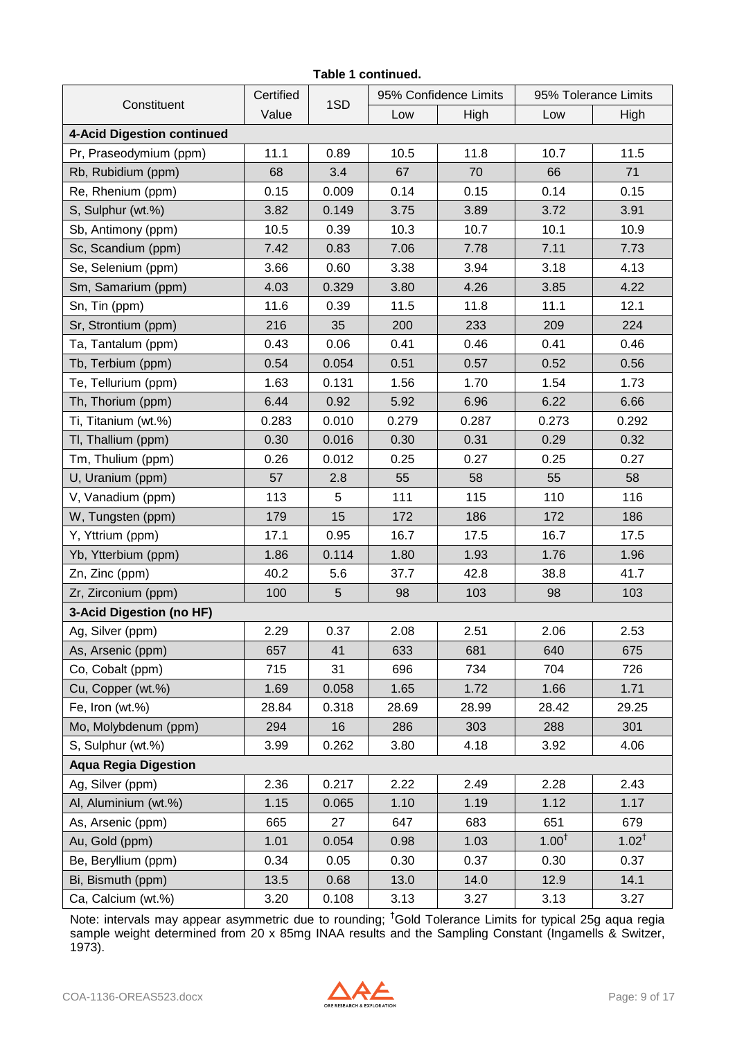**Table 1 continued.**

| Constituent | Certified Value | 1SD | 95% Confidence Limits | | 95% Tolerance Limits | |
|---|---|---|---|---|---|---|
| | | | Low | High | Low | High |
| **4-Acid Digestion continued** | | | | | | |
| Pr, Praseodymium (ppm) | 11.1 | 0.89 | 10.5 | 11.8 | 10.7 | 11.5 |
| Rb, Rubidium (ppm) | 68 | 3.4 | 67 | 70 | 66 | 71 |
| Re, Rhenium (ppm) | 0.15 | 0.009 | 0.14 | 0.15 | 0.14 | 0.15 |
| S, Sulphur (wt.%) | 3.82 | 0.149 | 3.75 | 3.89 | 3.72 | 3.91 |
| Sb, Antimony (ppm) | 10.5 | 0.39 | 10.3 | 10.7 | 10.1 | 10.9 |
| Sc, Scandium (ppm) | 7.42 | 0.83 | 7.06 | 7.78 | 7.11 | 7.73 |
| Se, Selenium (ppm) | 3.66 | 0.60 | 3.38 | 3.94 | 3.18 | 4.13 |
| Sm, Samarium (ppm) | 4.03 | 0.329 | 3.80 | 4.26 | 3.85 | 4.22 |
| Sn, Tin (ppm) | 11.6 | 0.39 | 11.5 | 11.8 | 11.1 | 12.1 |
| Sr, Strontium (ppm) | 216 | 35 | 200 | 233 | 209 | 224 |
| Ta, Tantalum (ppm) | 0.43 | 0.06 | 0.41 | 0.46 | 0.41 | 0.46 |
| Tb, Terbium (ppm) | 0.54 | 0.054 | 0.51 | 0.57 | 0.52 | 0.56 |
| Te, Tellurium (ppm) | 1.63 | 0.131 | 1.56 | 1.70 | 1.54 | 1.73 |
| Th, Thorium (ppm) | 6.44 | 0.92 | 5.92 | 6.96 | 6.22 | 6.66 |
| Ti, Titanium (wt.%) | 0.283 | 0.010 | 0.279 | 0.287 | 0.273 | 0.292 |
| Tl, Thallium (ppm) | 0.30 | 0.016 | 0.30 | 0.31 | 0.29 | 0.32 |
| Tm, Thulium (ppm) | 0.26 | 0.012 | 0.25 | 0.27 | 0.25 | 0.27 |
| U, Uranium (ppm) | 57 | 2.8 | 55 | 58 | 55 | 58 |
| V, Vanadium (ppm) | 113 | 5 | 111 | 115 | 110 | 116 |
| W, Tungsten (ppm) | 179 | 15 | 172 | 186 | 172 | 186 |
| Y, Yttrium (ppm) | 17.1 | 0.95 | 16.7 | 17.5 | 16.7 | 17.5 |
| Yb, Ytterbium (ppm) | 1.86 | 0.114 | 1.80 | 1.93 | 1.76 | 1.96 |
| Zn, Zinc (ppm) | 40.2 | 5.6 | 37.7 | 42.8 | 38.8 | 41.7 |
| Zr, Zirconium (ppm) | 100 | 5 | 98 | 103 | 98 | 103 |
| **3-Acid Digestion (no HF)** | | | | | | |
| Ag, Silver (ppm) | 2.29 | 0.37 | 2.08 | 2.51 | 2.06 | 2.53 |
| As, Arsenic (ppm) | 657 | 41 | 633 | 681 | 640 | 675 |
| Co, Cobalt (ppm) | 715 | 31 | 696 | 734 | 704 | 726 |
| Cu, Copper (wt.%) | 1.69 | 0.058 | 1.65 | 1.72 | 1.66 | 1.71 |
| Fe, Iron (wt.%) | 28.84 | 0.318 | 28.69 | 28.99 | 28.42 | 29.25 |
| Mo, Molybdenum (ppm) | 294 | 16 | 286 | 303 | 288 | 301 |
| S, Sulphur (wt.%) | 3.99 | 0.262 | 3.80 | 4.18 | 3.92 | 4.06 |
| **Aqua Regia Digestion** | | | | | | |
| Ag, Silver (ppm) | 2.36 | 0.217 | 2.22 | 2.49 | 2.28 | 2.43 |
| Al, Aluminium (wt.%) | 1.15 | 0.065 | 1.10 | 1.19 | 1.12 | 1.17 |
| As, Arsenic (ppm) | 665 | 27 | 647 | 683 | 651 | 679 |
| Au, Gold (ppm) | 1.01 | 0.054 | 0.98 | 1.03 | 1.00† | 1.02† |
| Be, Beryllium (ppm) | 0.34 | 0.05 | 0.30 | 0.37 | 0.30 | 0.37 |
| Bi, Bismuth (ppm) | 13.5 | 0.68 | 13.0 | 14.0 | 12.9 | 14.1 |
| Ca, Calcium (wt.%) | 3.20 | 0.108 | 3.13 | 3.27 | 3.13 | 3.27 |

Note: intervals may appear asymmetric due to rounding; †Gold Tolerance Limits for typical 25g aqua regia sample weight determined from 20 x 85mg INAA results and the Sampling Constant (Ingamells & Switzer, 1973).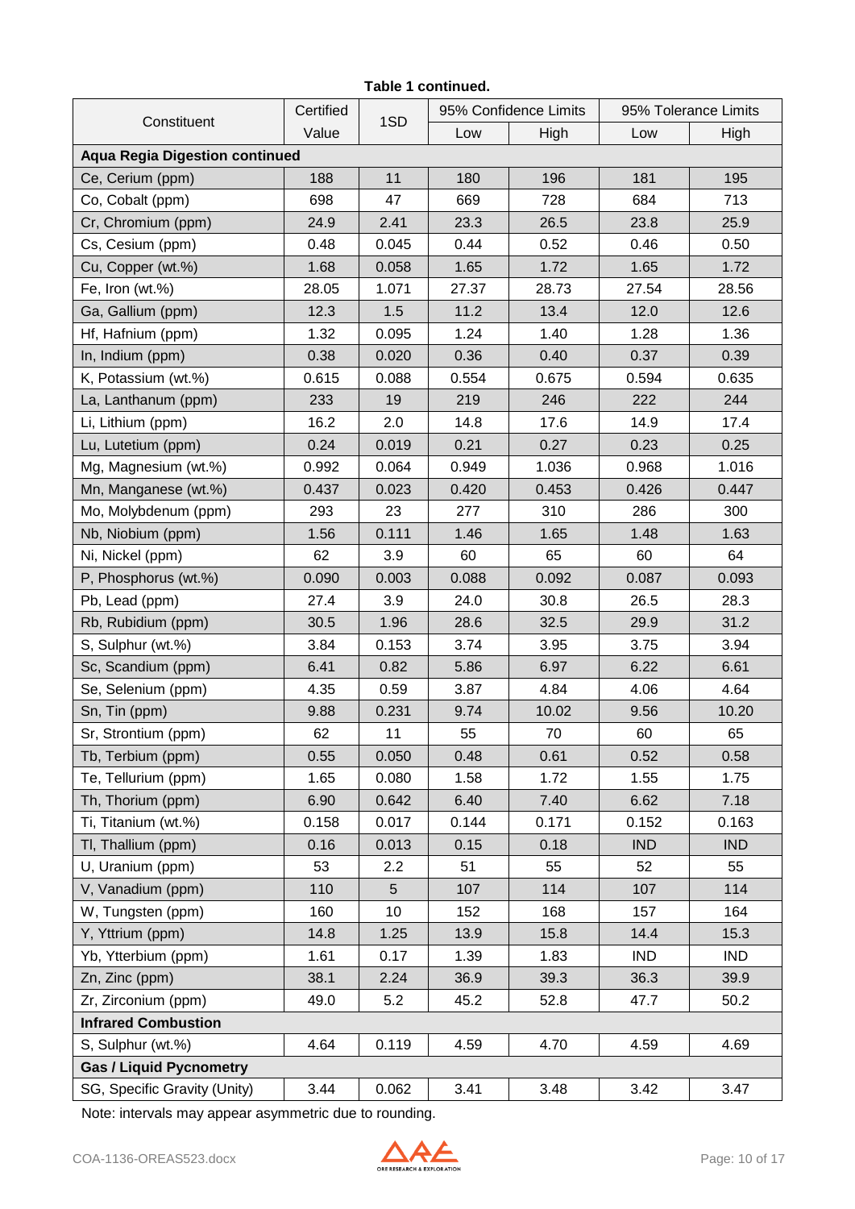**Table 1 continued.**

| Constituent | Certified Value | 1SD | 95% Confidence Limits | | 95% Tolerance Limits | |
|---|---|---|---|---|---|---|
| | | | Low | High | Low | High |
| **Aqua Regia Digestion continued** | | | | | | |
| Ce, Cerium (ppm) | 188 | 11 | 180 | 196 | 181 | 195 |
| Co, Cobalt (ppm) | 698 | 47 | 669 | 728 | 684 | 713 |
| Cr, Chromium (ppm) | 24.9 | 2.41 | 23.3 | 26.5 | 23.8 | 25.9 |
| Cs, Cesium (ppm) | 0.48 | 0.045 | 0.44 | 0.52 | 0.46 | 0.50 |
| Cu, Copper (wt.%) | 1.68 | 0.058 | 1.65 | 1.72 | 1.65 | 1.72 |
| Fe, Iron (wt.%) | 28.05 | 1.071 | 27.37 | 28.73 | 27.54 | 28.56 |
| Ga, Gallium (ppm) | 12.3 | 1.5 | 11.2 | 13.4 | 12.0 | 12.6 |
| Hf, Hafnium (ppm) | 1.32 | 0.095 | 1.24 | 1.40 | 1.28 | 1.36 |
| In, Indium (ppm) | 0.38 | 0.020 | 0.36 | 0.40 | 0.37 | 0.39 |
| K, Potassium (wt.%) | 0.615 | 0.088 | 0.554 | 0.675 | 0.594 | 0.635 |
| La, Lanthanum (ppm) | 233 | 19 | 219 | 246 | 222 | 244 |
| Li, Lithium (ppm) | 16.2 | 2.0 | 14.8 | 17.6 | 14.9 | 17.4 |
| Lu, Lutetium (ppm) | 0.24 | 0.019 | 0.21 | 0.27 | 0.23 | 0.25 |
| Mg, Magnesium (wt.%) | 0.992 | 0.064 | 0.949 | 1.036 | 0.968 | 1.016 |
| Mn, Manganese (wt.%) | 0.437 | 0.023 | 0.420 | 0.453 | 0.426 | 0.447 |
| Mo, Molybdenum (ppm) | 293 | 23 | 277 | 310 | 286 | 300 |
| Nb, Niobium (ppm) | 1.56 | 0.111 | 1.46 | 1.65 | 1.48 | 1.63 |
| Ni, Nickel (ppm) | 62 | 3.9 | 60 | 65 | 60 | 64 |
| P, Phosphorus (wt.%) | 0.090 | 0.003 | 0.088 | 0.092 | 0.087 | 0.093 |
| Pb, Lead (ppm) | 27.4 | 3.9 | 24.0 | 30.8 | 26.5 | 28.3 |
| Rb, Rubidium (ppm) | 30.5 | 1.96 | 28.6 | 32.5 | 29.9 | 31.2 |
| S, Sulphur (wt.%) | 3.84 | 0.153 | 3.74 | 3.95 | 3.75 | 3.94 |
| Sc, Scandium (ppm) | 6.41 | 0.82 | 5.86 | 6.97 | 6.22 | 6.61 |
| Se, Selenium (ppm) | 4.35 | 0.59 | 3.87 | 4.84 | 4.06 | 4.64 |
| Sn, Tin (ppm) | 9.88 | 0.231 | 9.74 | 10.02 | 9.56 | 10.20 |
| Sr, Strontium (ppm) | 62 | 11 | 55 | 70 | 60 | 65 |
| Tb, Terbium (ppm) | 0.55 | 0.050 | 0.48 | 0.61 | 0.52 | 0.58 |
| Te, Tellurium (ppm) | 1.65 | 0.080 | 1.58 | 1.72 | 1.55 | 1.75 |
| Th, Thorium (ppm) | 6.90 | 0.642 | 6.40 | 7.40 | 6.62 | 7.18 |
| Ti, Titanium (wt.%) | 0.158 | 0.017 | 0.144 | 0.171 | 0.152 | 0.163 |
| Tl, Thallium (ppm) | 0.16 | 0.013 | 0.15 | 0.18 | IND | IND |
| U, Uranium (ppm) | 53 | 2.2 | 51 | 55 | 52 | 55 |
| V, Vanadium (ppm) | 110 | 5 | 107 | 114 | 107 | 114 |
| W, Tungsten (ppm) | 160 | 10 | 152 | 168 | 157 | 164 |
| Y, Yttrium (ppm) | 14.8 | 1.25 | 13.9 | 15.8 | 14.4 | 15.3 |
| Yb, Ytterbium (ppm) | 1.61 | 0.17 | 1.39 | 1.83 | IND | IND |
| Zn, Zinc (ppm) | 38.1 | 2.24 | 36.9 | 39.3 | 36.3 | 39.9 |
| Zr, Zirconium (ppm) | 49.0 | 5.2 | 45.2 | 52.8 | 47.7 | 50.2 |
| **Infrared Combustion** | | | | | | |
| S, Sulphur (wt.%) | 4.64 | 0.119 | 4.59 | 4.70 | 4.59 | 4.69 |
| **Gas / Liquid Pycnometry** | | | | | | |
| SG, Specific Gravity (Unity) | 3.44 | 0.062 | 3.41 | 3.48 | 3.42 | 3.47 |

Note: intervals may appear asymmetric due to rounding.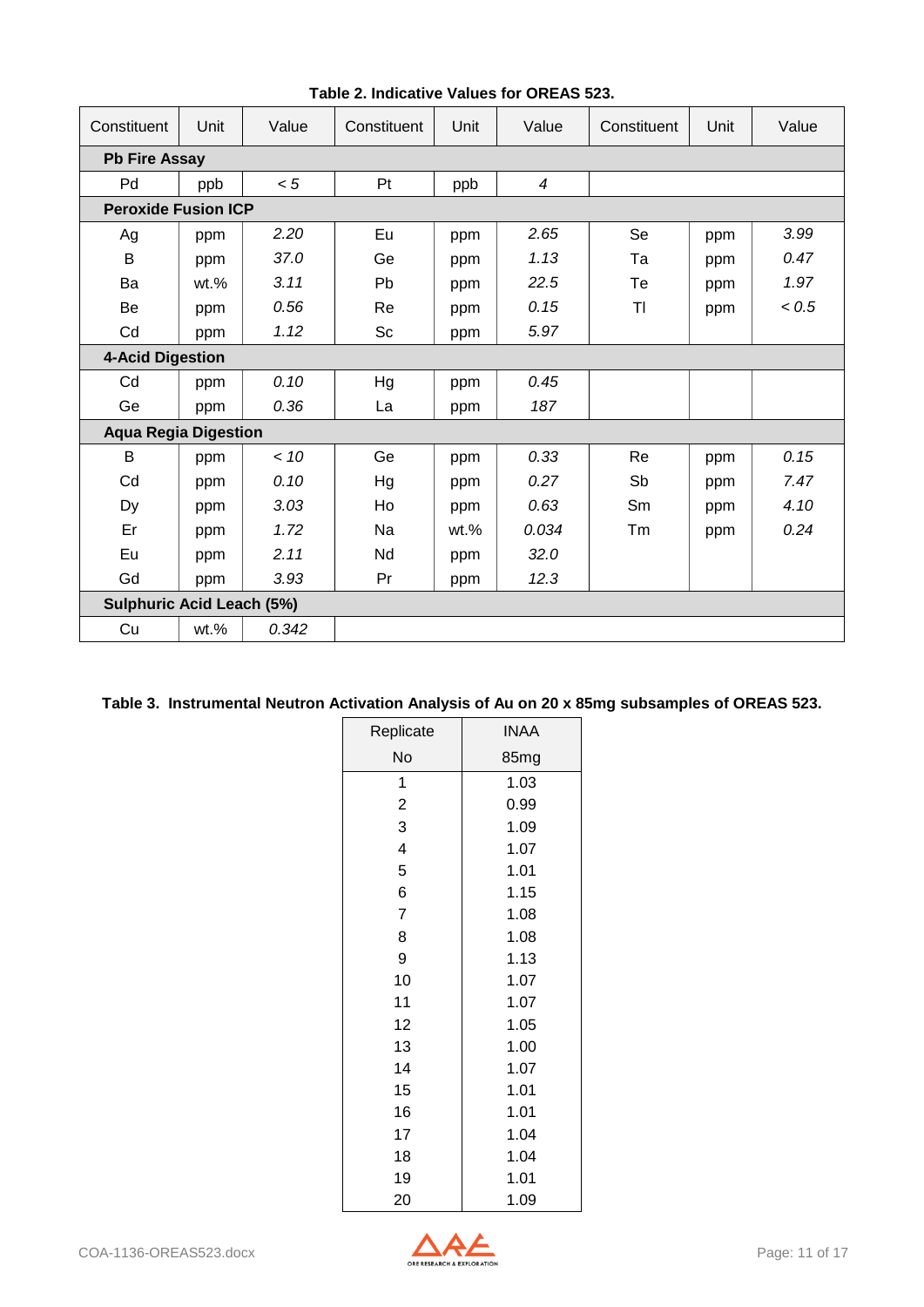**Table 2. Indicative Values for OREAS 523.**

| Constituent | Unit | Value | Constituent | Unit | Value | Constituent | Unit | Value |
|---|---|---|---|---|---|---|---|---|
| **Pb Fire Assay** | | | | | | | | |
| Pd | ppb | *< 5* | Pt | ppb | *4* | | | |
| **Peroxide Fusion ICP** | | | | | | | | |
| Ag | ppm | *2.20* | Eu | ppm | *2.65* | Se | ppm | *3.99* |
| B | ppm | *37.0* | Ge | ppm | *1.13* | Ta | ppm | *0.47* |
| Ba | wt.% | *3.11* | Pb | ppm | *22.5* | Te | ppm | *1.97* |
| Be | ppm | *0.56* | Re | ppm | *0.15* | Tl | ppm | *< 0.5* |
| Cd | ppm | *1.12* | Sc | ppm | *5.97* | | | |
| **4-Acid Digestion** | | | | | | | | |
| Cd | ppm | *0.10* | Hg | ppm | *0.45* | | | |
| Ge | ppm | *0.36* | La | ppm | *187* | | | |
| **Aqua Regia Digestion** | | | | | | | | |
| B | ppm | *< 10* | Ge | ppm | *0.33* | Re | ppm | *0.15* |
| Cd | ppm | *0.10* | Hg | ppm | *0.27* | Sb | ppm | *7.47* |
| Dy | ppm | *3.03* | Ho | ppm | *0.63* | Sm | ppm | *4.10* |
| Er | ppm | *1.72* | Na | wt.% | *0.034* | Tm | ppm | *0.24* |
| Eu | ppm | *2.11* | Nd | ppm | *32.0* | | | |
| Gd | ppm | *3.93* | Pr | ppm | *12.3* | | | |
| **Sulphuric Acid Leach (5%)** | | | | | | | | |
| Cu | wt.% | *0.342* | | | | | | |

**Table 3. Instrumental Neutron Activation Analysis of Au on 20 x 85mg subsamples of OREAS 523.**

| Replicate No | INAA 85mg |
|---|---|
| 1 | 1.03 |
| 2 | 0.99 |
| 3 | 1.09 |
| 4 | 1.07 |
| 5 | 1.01 |
| 6 | 1.15 |
| 7 | 1.08 |
| 8 | 1.08 |
| 9 | 1.13 |
| 10 | 1.07 |
| 11 | 1.07 |
| 12 | 1.05 |
| 13 | 1.00 |
| 14 | 1.07 |
| 15 | 1.01 |
| 16 | 1.01 |
| 17 | 1.04 |
| 18 | 1.04 |
| 19 | 1.01 |
| 20 | 1.09 |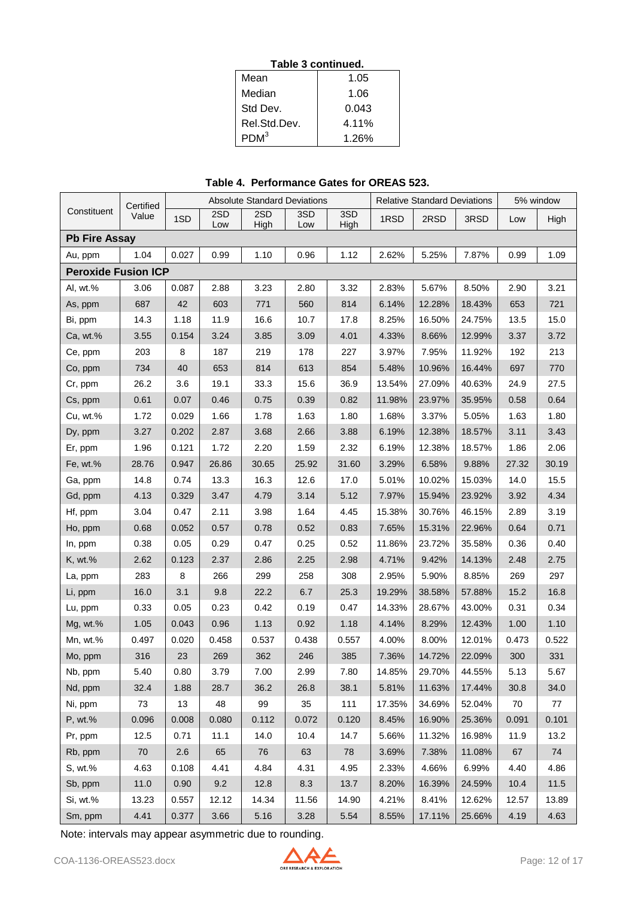**Table 3 continued.**

| | |
|---|---|
| Mean | 1.05 |
| Median | 1.06 |
| Std Dev. | 0.043 |
| Rel.Std.Dev. | 4.11% |
| PDM[3] | 1.26% |

**Table 4. Performance Gates for OREAS 523.**

| Constituent | Certified Value | Absolute Standard Deviations | | | | | Relative Standard Deviations | | | 5% window | |
|---|---|---|---|---|---|---|---|---|---|---|---|
| | | 1SD | 2SD Low | 2SD High | 3SD Low | 3SD High | 1RSD | 2RSD | 3RSD | Low | High |
| **Pb Fire Assay** | | | | | | | | | | | |
| Au, ppm | 1.04 | 0.027 | 0.99 | 1.10 | 0.96 | 1.12 | 2.62% | 5.25% | 7.87% | 0.99 | 1.09 |
| **Peroxide Fusion ICP** | | | | | | | | | | | |
| Al, wt.% | 3.06 | 0.087 | 2.88 | 3.23 | 2.80 | 3.32 | 2.83% | 5.67% | 8.50% | 2.90 | 3.21 |
| As, ppm | 687 | 42 | 603 | 771 | 560 | 814 | 6.14% | 12.28% | 18.43% | 653 | 721 |
| Bi, ppm | 14.3 | 1.18 | 11.9 | 16.6 | 10.7 | 17.8 | 8.25% | 16.50% | 24.75% | 13.5 | 15.0 |
| Ca, wt.% | 3.55 | 0.154 | 3.24 | 3.85 | 3.09 | 4.01 | 4.33% | 8.66% | 12.99% | 3.37 | 3.72 |
| Ce, ppm | 203 | 8 | 187 | 219 | 178 | 227 | 3.97% | 7.95% | 11.92% | 192 | 213 |
| Co, ppm | 734 | 40 | 653 | 814 | 613 | 854 | 5.48% | 10.96% | 16.44% | 697 | 770 |
| Cr, ppm | 26.2 | 3.6 | 19.1 | 33.3 | 15.6 | 36.9 | 13.54% | 27.09% | 40.63% | 24.9 | 27.5 |
| Cs, ppm | 0.61 | 0.07 | 0.46 | 0.75 | 0.39 | 0.82 | 11.98% | 23.97% | 35.95% | 0.58 | 0.64 |
| Cu, wt.% | 1.72 | 0.029 | 1.66 | 1.78 | 1.63 | 1.80 | 1.68% | 3.37% | 5.05% | 1.63 | 1.80 |
| Dy, ppm | 3.27 | 0.202 | 2.87 | 3.68 | 2.66 | 3.88 | 6.19% | 12.38% | 18.57% | 3.11 | 3.43 |
| Er, ppm | 1.96 | 0.121 | 1.72 | 2.20 | 1.59 | 2.32 | 6.19% | 12.38% | 18.57% | 1.86 | 2.06 |
| Fe, wt.% | 28.76 | 0.947 | 26.86 | 30.65 | 25.92 | 31.60 | 3.29% | 6.58% | 9.88% | 27.32 | 30.19 |
| Ga, ppm | 14.8 | 0.74 | 13.3 | 16.3 | 12.6 | 17.0 | 5.01% | 10.02% | 15.03% | 14.0 | 15.5 |
| Gd, ppm | 4.13 | 0.329 | 3.47 | 4.79 | 3.14 | 5.12 | 7.97% | 15.94% | 23.92% | 3.92 | 4.34 |
| Hf, ppm | 3.04 | 0.47 | 2.11 | 3.98 | 1.64 | 4.45 | 15.38% | 30.76% | 46.15% | 2.89 | 3.19 |
| Ho, ppm | 0.68 | 0.052 | 0.57 | 0.78 | 0.52 | 0.83 | 7.65% | 15.31% | 22.96% | 0.64 | 0.71 |
| In, ppm | 0.38 | 0.05 | 0.29 | 0.47 | 0.25 | 0.52 | 11.86% | 23.72% | 35.58% | 0.36 | 0.40 |
| K, wt.% | 2.62 | 0.123 | 2.37 | 2.86 | 2.25 | 2.98 | 4.71% | 9.42% | 14.13% | 2.48 | 2.75 |
| La, ppm | 283 | 8 | 266 | 299 | 258 | 308 | 2.95% | 5.90% | 8.85% | 269 | 297 |
| Li, ppm | 16.0 | 3.1 | 9.8 | 22.2 | 6.7 | 25.3 | 19.29% | 38.58% | 57.88% | 15.2 | 16.8 |
| Lu, ppm | 0.33 | 0.05 | 0.23 | 0.42 | 0.19 | 0.47 | 14.33% | 28.67% | 43.00% | 0.31 | 0.34 |
| Mg, wt.% | 1.05 | 0.043 | 0.96 | 1.13 | 0.92 | 1.18 | 4.14% | 8.29% | 12.43% | 1.00 | 1.10 |
| Mn, wt.% | 0.497 | 0.020 | 0.458 | 0.537 | 0.438 | 0.557 | 4.00% | 8.00% | 12.01% | 0.473 | 0.522 |
| Mo, ppm | 316 | 23 | 269 | 362 | 246 | 385 | 7.36% | 14.72% | 22.09% | 300 | 331 |
| Nb, ppm | 5.40 | 0.80 | 3.79 | 7.00 | 2.99 | 7.80 | 14.85% | 29.70% | 44.55% | 5.13 | 5.67 |
| Nd, ppm | 32.4 | 1.88 | 28.7 | 36.2 | 26.8 | 38.1 | 5.81% | 11.63% | 17.44% | 30.8 | 34.0 |
| Ni, ppm | 73 | 13 | 48 | 99 | 35 | 111 | 17.35% | 34.69% | 52.04% | 70 | 77 |
| P, wt.% | 0.096 | 0.008 | 0.080 | 0.112 | 0.072 | 0.120 | 8.45% | 16.90% | 25.36% | 0.091 | 0.101 |
| Pr, ppm | 12.5 | 0.71 | 11.1 | 14.0 | 10.4 | 14.7 | 5.66% | 11.32% | 16.98% | 11.9 | 13.2 |
| Rb, ppm | 70 | 2.6 | 65 | 76 | 63 | 78 | 3.69% | 7.38% | 11.08% | 67 | 74 |
| S, wt.% | 4.63 | 0.108 | 4.41 | 4.84 | 4.31 | 4.95 | 2.33% | 4.66% | 6.99% | 4.40 | 4.86 |
| Sb, ppm | 11.0 | 0.90 | 9.2 | 12.8 | 8.3 | 13.7 | 8.20% | 16.39% | 24.59% | 10.4 | 11.5 |
| Si, wt.% | 13.23 | 0.557 | 12.12 | 14.34 | 11.56 | 14.90 | 4.21% | 8.41% | 12.62% | 12.57 | 13.89 |
| Sm, ppm | 4.41 | 0.377 | 3.66 | 5.16 | 3.28 | 5.54 | 8.55% | 17.11% | 25.66% | 4.19 | 4.63 |

Note: intervals may appear asymmetric due to rounding.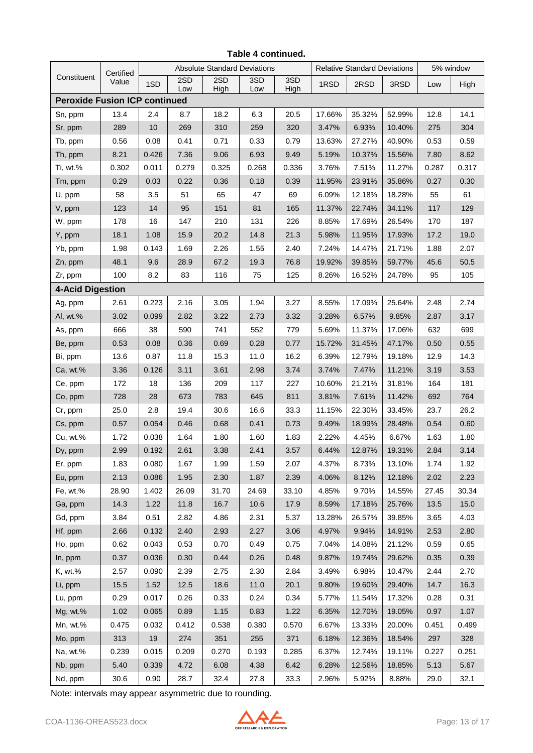**Table 4 continued.**

| Constituent | Certified Value | Absolute Standard Deviations | | | | | Relative Standard Deviations | | | 5% window | |
|---|---|---|---|---|---|---|---|---|---|---|---|
| | | 1SD | 2SD Low | 2SD High | 3SD Low | 3SD High | 1RSD | 2RSD | 3RSD | Low | High |
| **Peroxide Fusion ICP continued** | | | | | | | | | | | |
| Sn, ppm | 13.4 | 2.4 | 8.7 | 18.2 | 6.3 | 20.5 | 17.66% | 35.32% | 52.99% | 12.8 | 14.1 |
| Sr, ppm | 289 | 10 | 269 | 310 | 259 | 320 | 3.47% | 6.93% | 10.40% | 275 | 304 |
| Tb, ppm | 0.56 | 0.08 | 0.41 | 0.71 | 0.33 | 0.79 | 13.63% | 27.27% | 40.90% | 0.53 | 0.59 |
| Th, ppm | 8.21 | 0.426 | 7.36 | 9.06 | 6.93 | 9.49 | 5.19% | 10.37% | 15.56% | 7.80 | 8.62 |
| Ti, wt.% | 0.302 | 0.011 | 0.279 | 0.325 | 0.268 | 0.336 | 3.76% | 7.51% | 11.27% | 0.287 | 0.317 |
| Tm, ppm | 0.29 | 0.03 | 0.22 | 0.36 | 0.18 | 0.39 | 11.95% | 23.91% | 35.86% | 0.27 | 0.30 |
| U, ppm | 58 | 3.5 | 51 | 65 | 47 | 69 | 6.09% | 12.18% | 18.28% | 55 | 61 |
| V, ppm | 123 | 14 | 95 | 151 | 81 | 165 | 11.37% | 22.74% | 34.11% | 117 | 129 |
| W, ppm | 178 | 16 | 147 | 210 | 131 | 226 | 8.85% | 17.69% | 26.54% | 170 | 187 |
| Y, ppm | 18.1 | 1.08 | 15.9 | 20.2 | 14.8 | 21.3 | 5.98% | 11.95% | 17.93% | 17.2 | 19.0 |
| Yb, ppm | 1.98 | 0.143 | 1.69 | 2.26 | 1.55 | 2.40 | 7.24% | 14.47% | 21.71% | 1.88 | 2.07 |
| Zn, ppm | 48.1 | 9.6 | 28.9 | 67.2 | 19.3 | 76.8 | 19.92% | 39.85% | 59.77% | 45.6 | 50.5 |
| Zr, ppm | 100 | 8.2 | 83 | 116 | 75 | 125 | 8.26% | 16.52% | 24.78% | 95 | 105 |
| **4-Acid Digestion** | | | | | | | | | | | |
| Ag, ppm | 2.61 | 0.223 | 2.16 | 3.05 | 1.94 | 3.27 | 8.55% | 17.09% | 25.64% | 2.48 | 2.74 |
| Al, wt.% | 3.02 | 0.099 | 2.82 | 3.22 | 2.73 | 3.32 | 3.28% | 6.57% | 9.85% | 2.87 | 3.17 |
| As, ppm | 666 | 38 | 590 | 741 | 552 | 779 | 5.69% | 11.37% | 17.06% | 632 | 699 |
| Be, ppm | 0.53 | 0.08 | 0.36 | 0.69 | 0.28 | 0.77 | 15.72% | 31.45% | 47.17% | 0.50 | 0.55 |
| Bi, ppm | 13.6 | 0.87 | 11.8 | 15.3 | 11.0 | 16.2 | 6.39% | 12.79% | 19.18% | 12.9 | 14.3 |
| Ca, wt.% | 3.36 | 0.126 | 3.11 | 3.61 | 2.98 | 3.74 | 3.74% | 7.47% | 11.21% | 3.19 | 3.53 |
| Ce, ppm | 172 | 18 | 136 | 209 | 117 | 227 | 10.60% | 21.21% | 31.81% | 164 | 181 |
| Co, ppm | 728 | 28 | 673 | 783 | 645 | 811 | 3.81% | 7.61% | 11.42% | 692 | 764 |
| Cr, ppm | 25.0 | 2.8 | 19.4 | 30.6 | 16.6 | 33.3 | 11.15% | 22.30% | 33.45% | 23.7 | 26.2 |
| Cs, ppm | 0.57 | 0.054 | 0.46 | 0.68 | 0.41 | 0.73 | 9.49% | 18.99% | 28.48% | 0.54 | 0.60 |
| Cu, wt.% | 1.72 | 0.038 | 1.64 | 1.80 | 1.60 | 1.83 | 2.22% | 4.45% | 6.67% | 1.63 | 1.80 |
| Dy, ppm | 2.99 | 0.192 | 2.61 | 3.38 | 2.41 | 3.57 | 6.44% | 12.87% | 19.31% | 2.84 | 3.14 |
| Er, ppm | 1.83 | 0.080 | 1.67 | 1.99 | 1.59 | 2.07 | 4.37% | 8.73% | 13.10% | 1.74 | 1.92 |
| Eu, ppm | 2.13 | 0.086 | 1.95 | 2.30 | 1.87 | 2.39 | 4.06% | 8.12% | 12.18% | 2.02 | 2.23 |
| Fe, wt.% | 28.90 | 1.402 | 26.09 | 31.70 | 24.69 | 33.10 | 4.85% | 9.70% | 14.55% | 27.45 | 30.34 |
| Ga, ppm | 14.3 | 1.22 | 11.8 | 16.7 | 10.6 | 17.9 | 8.59% | 17.18% | 25.76% | 13.5 | 15.0 |
| Gd, ppm | 3.84 | 0.51 | 2.82 | 4.86 | 2.31 | 5.37 | 13.28% | 26.57% | 39.85% | 3.65 | 4.03 |
| Hf, ppm | 2.66 | 0.132 | 2.40 | 2.93 | 2.27 | 3.06 | 4.97% | 9.94% | 14.91% | 2.53 | 2.80 |
| Ho, ppm | 0.62 | 0.043 | 0.53 | 0.70 | 0.49 | 0.75 | 7.04% | 14.08% | 21.12% | 0.59 | 0.65 |
| In, ppm | 0.37 | 0.036 | 0.30 | 0.44 | 0.26 | 0.48 | 9.87% | 19.74% | 29.62% | 0.35 | 0.39 |
| K, wt.% | 2.57 | 0.090 | 2.39 | 2.75 | 2.30 | 2.84 | 3.49% | 6.98% | 10.47% | 2.44 | 2.70 |
| Li, ppm | 15.5 | 1.52 | 12.5 | 18.6 | 11.0 | 20.1 | 9.80% | 19.60% | 29.40% | 14.7 | 16.3 |
| Lu, ppm | 0.29 | 0.017 | 0.26 | 0.33 | 0.24 | 0.34 | 5.77% | 11.54% | 17.32% | 0.28 | 0.31 |
| Mg, wt.% | 1.02 | 0.065 | 0.89 | 1.15 | 0.83 | 1.22 | 6.35% | 12.70% | 19.05% | 0.97 | 1.07 |
| Mn, wt.% | 0.475 | 0.032 | 0.412 | 0.538 | 0.380 | 0.570 | 6.67% | 13.33% | 20.00% | 0.451 | 0.499 |
| Mo, ppm | 313 | 19 | 274 | 351 | 255 | 371 | 6.18% | 12.36% | 18.54% | 297 | 328 |
| Na, wt.% | 0.239 | 0.015 | 0.209 | 0.270 | 0.193 | 0.285 | 6.37% | 12.74% | 19.11% | 0.227 | 0.251 |
| Nb, ppm | 5.40 | 0.339 | 4.72 | 6.08 | 4.38 | 6.42 | 6.28% | 12.56% | 18.85% | 5.13 | 5.67 |
| Nd, ppm | 30.6 | 0.90 | 28.7 | 32.4 | 27.8 | 33.3 | 2.96% | 5.92% | 8.88% | 29.0 | 32.1 |

Note: intervals may appear asymmetric due to rounding.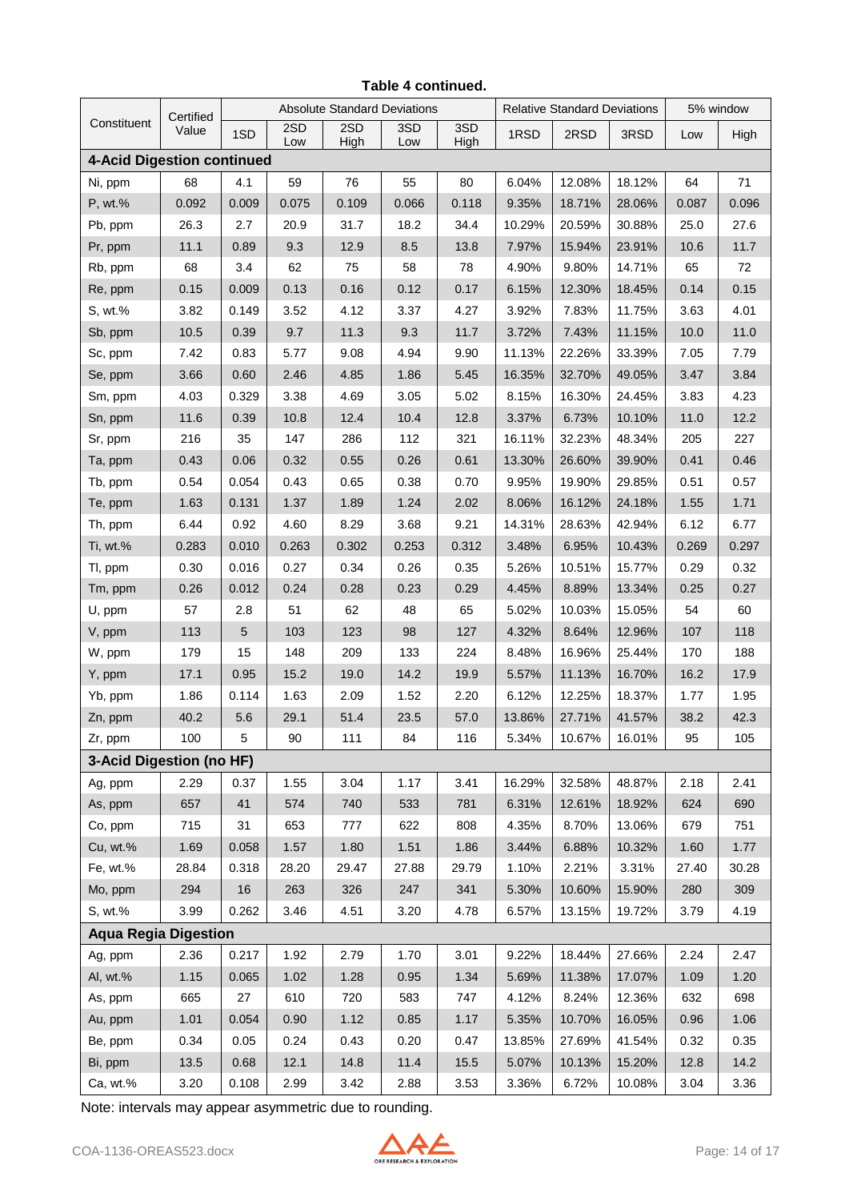**Table 4 continued.**

| Constituent | Certified Value | Absolute Standard Deviations | | | | | Relative Standard Deviations | | | 5% window | |
|---|---|---|---|---|---|---|---|---|---|---|---|
| | | 1SD | 2SD Low | 2SD High | 3SD Low | 3SD High | 1RSD | 2RSD | 3RSD | Low | High |
| **4-Acid Digestion continued** | | | | | | | | | | | |
| Ni, ppm | 68 | 4.1 | 59 | 76 | 55 | 80 | 6.04% | 12.08% | 18.12% | 64 | 71 |
| P, wt.% | 0.092 | 0.009 | 0.075 | 0.109 | 0.066 | 0.118 | 9.35% | 18.71% | 28.06% | 0.087 | 0.096 |
| Pb, ppm | 26.3 | 2.7 | 20.9 | 31.7 | 18.2 | 34.4 | 10.29% | 20.59% | 30.88% | 25.0 | 27.6 |
| Pr, ppm | 11.1 | 0.89 | 9.3 | 12.9 | 8.5 | 13.8 | 7.97% | 15.94% | 23.91% | 10.6 | 11.7 |
| Rb, ppm | 68 | 3.4 | 62 | 75 | 58 | 78 | 4.90% | 9.80% | 14.71% | 65 | 72 |
| Re, ppm | 0.15 | 0.009 | 0.13 | 0.16 | 0.12 | 0.17 | 6.15% | 12.30% | 18.45% | 0.14 | 0.15 |
| S, wt.% | 3.82 | 0.149 | 3.52 | 4.12 | 3.37 | 4.27 | 3.92% | 7.83% | 11.75% | 3.63 | 4.01 |
| Sb, ppm | 10.5 | 0.39 | 9.7 | 11.3 | 9.3 | 11.7 | 3.72% | 7.43% | 11.15% | 10.0 | 11.0 |
| Sc, ppm | 7.42 | 0.83 | 5.77 | 9.08 | 4.94 | 9.90 | 11.13% | 22.26% | 33.39% | 7.05 | 7.79 |
| Se, ppm | 3.66 | 0.60 | 2.46 | 4.85 | 1.86 | 5.45 | 16.35% | 32.70% | 49.05% | 3.47 | 3.84 |
| Sm, ppm | 4.03 | 0.329 | 3.38 | 4.69 | 3.05 | 5.02 | 8.15% | 16.30% | 24.45% | 3.83 | 4.23 |
| Sn, ppm | 11.6 | 0.39 | 10.8 | 12.4 | 10.4 | 12.8 | 3.37% | 6.73% | 10.10% | 11.0 | 12.2 |
| Sr, ppm | 216 | 35 | 147 | 286 | 112 | 321 | 16.11% | 32.23% | 48.34% | 205 | 227 |
| Ta, ppm | 0.43 | 0.06 | 0.32 | 0.55 | 0.26 | 0.61 | 13.30% | 26.60% | 39.90% | 0.41 | 0.46 |
| Tb, ppm | 0.54 | 0.054 | 0.43 | 0.65 | 0.38 | 0.70 | 9.95% | 19.90% | 29.85% | 0.51 | 0.57 |
| Te, ppm | 1.63 | 0.131 | 1.37 | 1.89 | 1.24 | 2.02 | 8.06% | 16.12% | 24.18% | 1.55 | 1.71 |
| Th, ppm | 6.44 | 0.92 | 4.60 | 8.29 | 3.68 | 9.21 | 14.31% | 28.63% | 42.94% | 6.12 | 6.77 |
| Ti, wt.% | 0.283 | 0.010 | 0.263 | 0.302 | 0.253 | 0.312 | 3.48% | 6.95% | 10.43% | 0.269 | 0.297 |
| Tl, ppm | 0.30 | 0.016 | 0.27 | 0.34 | 0.26 | 0.35 | 5.26% | 10.51% | 15.77% | 0.29 | 0.32 |
| Tm, ppm | 0.26 | 0.012 | 0.24 | 0.28 | 0.23 | 0.29 | 4.45% | 8.89% | 13.34% | 0.25 | 0.27 |
| U, ppm | 57 | 2.8 | 51 | 62 | 48 | 65 | 5.02% | 10.03% | 15.05% | 54 | 60 |
| V, ppm | 113 | 5 | 103 | 123 | 98 | 127 | 4.32% | 8.64% | 12.96% | 107 | 118 |
| W, ppm | 179 | 15 | 148 | 209 | 133 | 224 | 8.48% | 16.96% | 25.44% | 170 | 188 |
| Y, ppm | 17.1 | 0.95 | 15.2 | 19.0 | 14.2 | 19.9 | 5.57% | 11.13% | 16.70% | 16.2 | 17.9 |
| Yb, ppm | 1.86 | 0.114 | 1.63 | 2.09 | 1.52 | 2.20 | 6.12% | 12.25% | 18.37% | 1.77 | 1.95 |
| Zn, ppm | 40.2 | 5.6 | 29.1 | 51.4 | 23.5 | 57.0 | 13.86% | 27.71% | 41.57% | 38.2 | 42.3 |
| Zr, ppm | 100 | 5 | 90 | 111 | 84 | 116 | 5.34% | 10.67% | 16.01% | 95 | 105 |
| **3-Acid Digestion (no HF)** | | | | | | | | | | | |
| Ag, ppm | 2.29 | 0.37 | 1.55 | 3.04 | 1.17 | 3.41 | 16.29% | 32.58% | 48.87% | 2.18 | 2.41 |
| As, ppm | 657 | 41 | 574 | 740 | 533 | 781 | 6.31% | 12.61% | 18.92% | 624 | 690 |
| Co, ppm | 715 | 31 | 653 | 777 | 622 | 808 | 4.35% | 8.70% | 13.06% | 679 | 751 |
| Cu, wt.% | 1.69 | 0.058 | 1.57 | 1.80 | 1.51 | 1.86 | 3.44% | 6.88% | 10.32% | 1.60 | 1.77 |
| Fe, wt.% | 28.84 | 0.318 | 28.20 | 29.47 | 27.88 | 29.79 | 1.10% | 2.21% | 3.31% | 27.40 | 30.28 |
| Mo, ppm | 294 | 16 | 263 | 326 | 247 | 341 | 5.30% | 10.60% | 15.90% | 280 | 309 |
| S, wt.% | 3.99 | 0.262 | 3.46 | 4.51 | 3.20 | 4.78 | 6.57% | 13.15% | 19.72% | 3.79 | 4.19 |
| **Aqua Regia Digestion** | | | | | | | | | | | |
| Ag, ppm | 2.36 | 0.217 | 1.92 | 2.79 | 1.70 | 3.01 | 9.22% | 18.44% | 27.66% | 2.24 | 2.47 |
| Al, wt.% | 1.15 | 0.065 | 1.02 | 1.28 | 0.95 | 1.34 | 5.69% | 11.38% | 17.07% | 1.09 | 1.20 |
| As, ppm | 665 | 27 | 610 | 720 | 583 | 747 | 4.12% | 8.24% | 12.36% | 632 | 698 |
| Au, ppm | 1.01 | 0.054 | 0.90 | 1.12 | 0.85 | 1.17 | 5.35% | 10.70% | 16.05% | 0.96 | 1.06 |
| Be, ppm | 0.34 | 0.05 | 0.24 | 0.43 | 0.20 | 0.47 | 13.85% | 27.69% | 41.54% | 0.32 | 0.35 |
| Bi, ppm | 13.5 | 0.68 | 12.1 | 14.8 | 11.4 | 15.5 | 5.07% | 10.13% | 15.20% | 12.8 | 14.2 |
| Ca, wt.% | 3.20 | 0.108 | 2.99 | 3.42 | 2.88 | 3.53 | 3.36% | 6.72% | 10.08% | 3.04 | 3.36 |

Note: intervals may appear asymmetric due to rounding.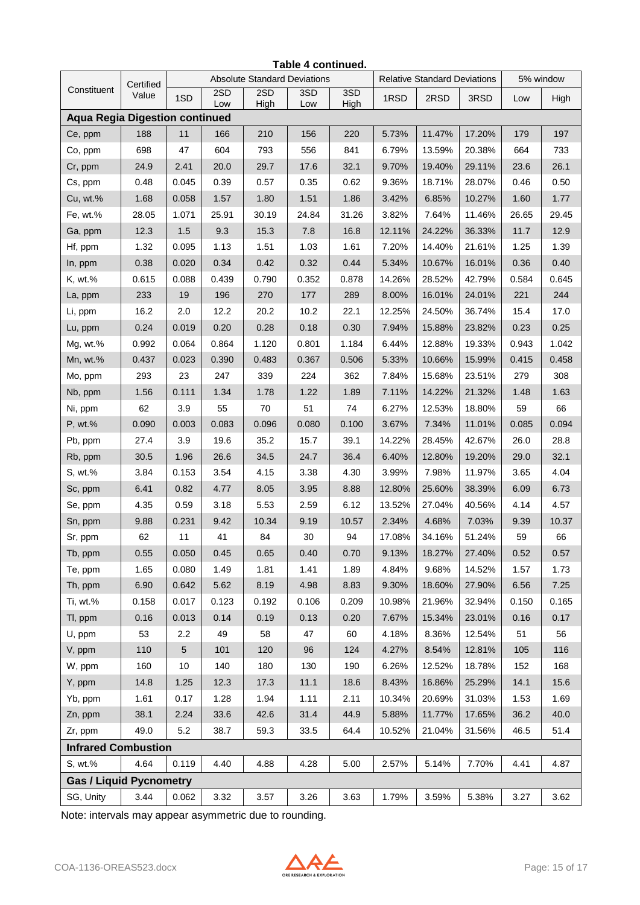**Table 4 continued.**

| Constituent | Certified Value | Absolute Standard Deviations | | | | | Relative Standard Deviations | | | 5% window | |
|---|---|---|---|---|---|---|---|---|---|---|---|
| | | 1SD | 2SD Low | 2SD High | 3SD Low | 3SD High | 1RSD | 2RSD | 3RSD | Low | High |
| **Aqua Regia Digestion continued** | | | | | | | | | | | |
| Ce, ppm | 188 | 11 | 166 | 210 | 156 | 220 | 5.73% | 11.47% | 17.20% | 179 | 197 |
| Co, ppm | 698 | 47 | 604 | 793 | 556 | 841 | 6.79% | 13.59% | 20.38% | 664 | 733 |
| Cr, ppm | 24.9 | 2.41 | 20.0 | 29.7 | 17.6 | 32.1 | 9.70% | 19.40% | 29.11% | 23.6 | 26.1 |
| Cs, ppm | 0.48 | 0.045 | 0.39 | 0.57 | 0.35 | 0.62 | 9.36% | 18.71% | 28.07% | 0.46 | 0.50 |
| Cu, wt.% | 1.68 | 0.058 | 1.57 | 1.80 | 1.51 | 1.86 | 3.42% | 6.85% | 10.27% | 1.60 | 1.77 |
| Fe, wt.% | 28.05 | 1.071 | 25.91 | 30.19 | 24.84 | 31.26 | 3.82% | 7.64% | 11.46% | 26.65 | 29.45 |
| Ga, ppm | 12.3 | 1.5 | 9.3 | 15.3 | 7.8 | 16.8 | 12.11% | 24.22% | 36.33% | 11.7 | 12.9 |
| Hf, ppm | 1.32 | 0.095 | 1.13 | 1.51 | 1.03 | 1.61 | 7.20% | 14.40% | 21.61% | 1.25 | 1.39 |
| In, ppm | 0.38 | 0.020 | 0.34 | 0.42 | 0.32 | 0.44 | 5.34% | 10.67% | 16.01% | 0.36 | 0.40 |
| K, wt.% | 0.615 | 0.088 | 0.439 | 0.790 | 0.352 | 0.878 | 14.26% | 28.52% | 42.79% | 0.584 | 0.645 |
| La, ppm | 233 | 19 | 196 | 270 | 177 | 289 | 8.00% | 16.01% | 24.01% | 221 | 244 |
| Li, ppm | 16.2 | 2.0 | 12.2 | 20.2 | 10.2 | 22.1 | 12.25% | 24.50% | 36.74% | 15.4 | 17.0 |
| Lu, ppm | 0.24 | 0.019 | 0.20 | 0.28 | 0.18 | 0.30 | 7.94% | 15.88% | 23.82% | 0.23 | 0.25 |
| Mg, wt.% | 0.992 | 0.064 | 0.864 | 1.120 | 0.801 | 1.184 | 6.44% | 12.88% | 19.33% | 0.943 | 1.042 |
| Mn, wt.% | 0.437 | 0.023 | 0.390 | 0.483 | 0.367 | 0.506 | 5.33% | 10.66% | 15.99% | 0.415 | 0.458 |
| Mo, ppm | 293 | 23 | 247 | 339 | 224 | 362 | 7.84% | 15.68% | 23.51% | 279 | 308 |
| Nb, ppm | 1.56 | 0.111 | 1.34 | 1.78 | 1.22 | 1.89 | 7.11% | 14.22% | 21.32% | 1.48 | 1.63 |
| Ni, ppm | 62 | 3.9 | 55 | 70 | 51 | 74 | 6.27% | 12.53% | 18.80% | 59 | 66 |
| P, wt.% | 0.090 | 0.003 | 0.083 | 0.096 | 0.080 | 0.100 | 3.67% | 7.34% | 11.01% | 0.085 | 0.094 |
| Pb, ppm | 27.4 | 3.9 | 19.6 | 35.2 | 15.7 | 39.1 | 14.22% | 28.45% | 42.67% | 26.0 | 28.8 |
| Rb, ppm | 30.5 | 1.96 | 26.6 | 34.5 | 24.7 | 36.4 | 6.40% | 12.80% | 19.20% | 29.0 | 32.1 |
| S, wt.% | 3.84 | 0.153 | 3.54 | 4.15 | 3.38 | 4.30 | 3.99% | 7.98% | 11.97% | 3.65 | 4.04 |
| Sc, ppm | 6.41 | 0.82 | 4.77 | 8.05 | 3.95 | 8.88 | 12.80% | 25.60% | 38.39% | 6.09 | 6.73 |
| Se, ppm | 4.35 | 0.59 | 3.18 | 5.53 | 2.59 | 6.12 | 13.52% | 27.04% | 40.56% | 4.14 | 4.57 |
| Sn, ppm | 9.88 | 0.231 | 9.42 | 10.34 | 9.19 | 10.57 | 2.34% | 4.68% | 7.03% | 9.39 | 10.37 |
| Sr, ppm | 62 | 11 | 41 | 84 | 30 | 94 | 17.08% | 34.16% | 51.24% | 59 | 66 |
| Tb, ppm | 0.55 | 0.050 | 0.45 | 0.65 | 0.40 | 0.70 | 9.13% | 18.27% | 27.40% | 0.52 | 0.57 |
| Te, ppm | 1.65 | 0.080 | 1.49 | 1.81 | 1.41 | 1.89 | 4.84% | 9.68% | 14.52% | 1.57 | 1.73 |
| Th, ppm | 6.90 | 0.642 | 5.62 | 8.19 | 4.98 | 8.83 | 9.30% | 18.60% | 27.90% | 6.56 | 7.25 |
| Ti, wt.% | 0.158 | 0.017 | 0.123 | 0.192 | 0.106 | 0.209 | 10.98% | 21.96% | 32.94% | 0.150 | 0.165 |
| Tl, ppm | 0.16 | 0.013 | 0.14 | 0.19 | 0.13 | 0.20 | 7.67% | 15.34% | 23.01% | 0.16 | 0.17 |
| U, ppm | 53 | 2.2 | 49 | 58 | 47 | 60 | 4.18% | 8.36% | 12.54% | 51 | 56 |
| V, ppm | 110 | 5 | 101 | 120 | 96 | 124 | 4.27% | 8.54% | 12.81% | 105 | 116 |
| W, ppm | 160 | 10 | 140 | 180 | 130 | 190 | 6.26% | 12.52% | 18.78% | 152 | 168 |
| Y, ppm | 14.8 | 1.25 | 12.3 | 17.3 | 11.1 | 18.6 | 8.43% | 16.86% | 25.29% | 14.1 | 15.6 |
| Yb, ppm | 1.61 | 0.17 | 1.28 | 1.94 | 1.11 | 2.11 | 10.34% | 20.69% | 31.03% | 1.53 | 1.69 |
| Zn, ppm | 38.1 | 2.24 | 33.6 | 42.6 | 31.4 | 44.9 | 5.88% | 11.77% | 17.65% | 36.2 | 40.0 |
| Zr, ppm | 49.0 | 5.2 | 38.7 | 59.3 | 33.5 | 64.4 | 10.52% | 21.04% | 31.56% | 46.5 | 51.4 |
| **Infrared Combustion** | | | | | | | | | | | |
| S, wt.% | 4.64 | 0.119 | 4.40 | 4.88 | 4.28 | 5.00 | 2.57% | 5.14% | 7.70% | 4.41 | 4.87 |
| **Gas / Liquid Pycnometry** | | | | | | | | | | | |
| SG, Unity | 3.44 | 0.062 | 3.32 | 3.57 | 3.26 | 3.63 | 1.79% | 3.59% | 5.38% | 3.27 | 3.62 |

Note: intervals may appear asymmetric due to rounding.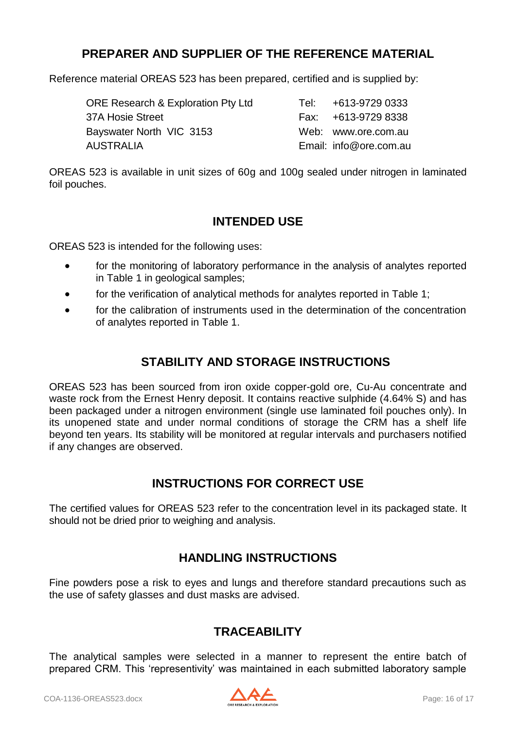## PREPARER AND SUPPLIER OF THE REFERENCE MATERIAL

Reference material OREAS 523 has been prepared, certified and is supplied by:

| | |
|---|---|
| ORE Research & Exploration Pty Ltd | Tel: +613-9729 0333 |
| 37A Hosie Street | Fax: +613-9729 8338 |
| Bayswater North VIC 3153 | Web: www.ore.com.au |
| AUSTRALIA | Email: info@ore.com.au |

OREAS 523 is available in unit sizes of 60g and 100g sealed under nitrogen in laminated foil pouches.

## INTENDED USE

OREAS 523 is intended for the following uses:

- for the monitoring of laboratory performance in the analysis of analytes reported in Table 1 in geological samples;
- for the verification of analytical methods for analytes reported in Table 1;
- for the calibration of instruments used in the determination of the concentration of analytes reported in Table 1.

## STABILITY AND STORAGE INSTRUCTIONS

OREAS 523 has been sourced from iron oxide copper-gold ore, Cu-Au concentrate and waste rock from the Ernest Henry deposit. It contains reactive sulphide (4.64% S) and has been packaged under a nitrogen environment (single use laminated foil pouches only). In its unopened state and under normal conditions of storage the CRM has a shelf life beyond ten years. Its stability will be monitored at regular intervals and purchasers notified if any changes are observed.

## INSTRUCTIONS FOR CORRECT USE

The certified values for OREAS 523 refer to the concentration level in its packaged state. It should not be dried prior to weighing and analysis.

## HANDLING INSTRUCTIONS

Fine powders pose a risk to eyes and lungs and therefore standard precautions such as the use of safety glasses and dust masks are advised.

## TRACEABILITY

The analytical samples were selected in a manner to represent the entire batch of prepared CRM. This 'representivity' was maintained in each submitted laboratory sample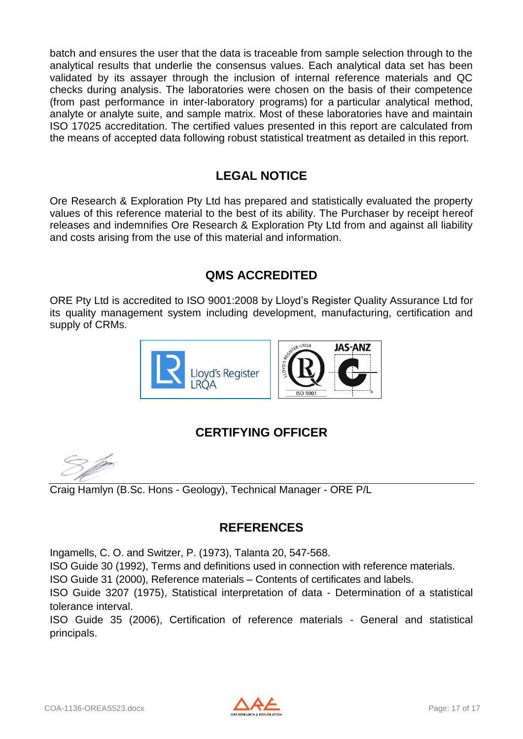batch and ensures the user that the data is traceable from sample selection through to the analytical results that underlie the consensus values. Each analytical data set has been validated by its assayer through the inclusion of internal reference materials and QC checks during analysis. The laboratories were chosen on the basis of their competence (from past performance in inter-laboratory programs) for a particular analytical method, analyte or analyte suite, and sample matrix. Most of these laboratories have and maintain ISO 17025 accreditation. The certified values presented in this report are calculated from the means of accepted data following robust statistical treatment as detailed in this report.

## LEGAL NOTICE

Ore Research & Exploration Pty Ltd has prepared and statistically evaluated the property values of this reference material to the best of its ability. The Purchaser by receipt hereof releases and indemnifies Ore Research & Exploration Pty Ltd from and against all liability and costs arising from the use of this material and information.

## QMS ACCREDITED

ORE Pty Ltd is accredited to ISO 9001:2008 by Lloyd's Register Quality Assurance Ltd for its quality management system including development, manufacturing, certification and supply of CRMs.

## CERTIFYING OFFICER

Craig Hamlyn (B.Sc. Hons - Geology), Technical Manager - ORE P/L

## REFERENCES

Ingamells, C. O. and Switzer, P. (1973), Talanta 20, 547-568.

ISO Guide 30 (1992), Terms and definitions used in connection with reference materials.

ISO Guide 31 (2000), Reference materials – Contents of certificates and labels.

ISO Guide 3207 (1975), Statistical interpretation of data - Determination of a statistical tolerance interval.

ISO Guide 35 (2006), Certification of reference materials - General and statistical principals.